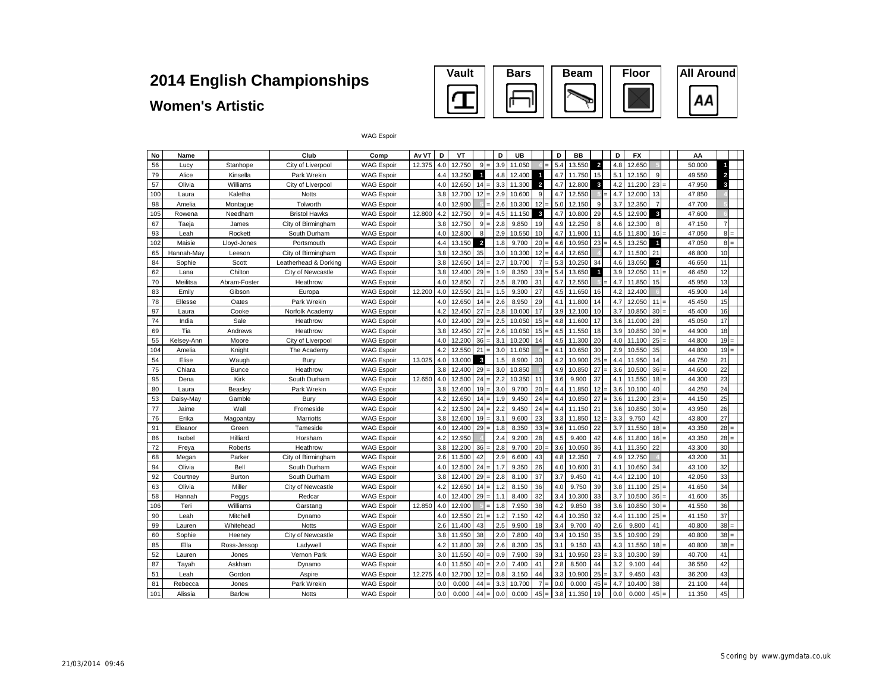# 2014 English Championships

## Women's Artistic

Vault | Bars | Beam | Floor | All Around

WAG Espoir

| No | Name | | Club | Comp | Av VT | D | VT | | | D | UB | | | D | BB | | | D | FX | | | AA | | |
|---|---|---|---|---|---|---|---|---|---|---|---|---|---|---|---|---|---|---|---|---|---|---|---|---|
| 56 | Lucy | Stanhope | City of Liverpool | WAG Espoir | 12.375 | 4.0 | 12.750 | 9 | = | 3.9 | 11.050 | 4 | = | 5.4 | 13.550 | 2 | | 4.8 | 12.650 | 5 | | 50.000 | 1 | |
| 79 | Alice | Kinsella | Park Wrekin | WAG Espoir | | 4.4 | 13.250 | 1 | | 4.8 | 12.400 | 1 | | 4.7 | 11.750 | 15 | | 5.1 | 12.150 | 9 | | 49.550 | 2 | |
| 57 | Olivia | Williams | City of Liverpool | WAG Espoir | | 4.0 | 12.650 | 14 | = | 3.3 | 11.300 | 2 | | 4.7 | 12.800 | 3 | | 4.2 | 11.200 | 23 | = | 47.950 | 3 | |
| 100 | Laura | Kaletha | Notts | WAG Espoir | | 3.8 | 12.700 | 12 | = | 2.9 | 10.600 | 9 | | 4.7 | 12.550 | 5 | = | 4.7 | 12.000 | 13 | | 47.850 | 4 | |
| 98 | Amelia | Montague | Tolworth | WAG Espoir | | 4.0 | 12.900 | 5 | = | 2.6 | 10.300 | 12 | = | 5.0 | 12.150 | 9 | | 3.7 | 12.350 | 7 | | 47.700 | 5 | |
| 105 | Rowena | Needham | Bristol Hawks | WAG Espoir | 12.800 | 4.2 | 12.750 | 9 | = | 4.5 | 11.150 | 3 | | 4.7 | 10.800 | 29 | | 4.5 | 12.900 | 3 | | 47.600 | 6 | |
| 67 | Taeja | James | City of Birmingham | WAG Espoir | | 3.8 | 12.750 | 9 | = | 2.8 | 9.850 | 19 | | 4.9 | 12.250 | 8 | | 4.6 | 12.300 | 8 | | 47.150 | 7 | |
| 93 | Leah | Rockett | South Durham | WAG Espoir | | 4.0 | 12.800 | 8 | | 2.9 | 10.550 | 10 | | 4.7 | 11.900 | 11 | | 4.5 | 11.800 | 16 | = | 47.050 | 8 | = |
| 102 | Maisie | Lloyd-Jones | Portsmouth | WAG Espoir | | 4.4 | 13.150 | 2 | | 1.8 | 9.700 | 20 | = | 4.6 | 10.950 | 23 | = | 4.5 | 13.250 | 1 | | 47.050 | 8 | = |
| 65 | Hannah-May | Leeson | City of Birmingham | WAG Espoir | | 3.8 | 12.350 | 35 | | 3.0 | 10.300 | 12 | = | 4.4 | 12.650 | 4 | | 4.7 | 11.500 | 21 | | 46.800 | 10 | |
| 84 | Sophie | Scott | Leatherhead & Dorking | WAG Espoir | | 3.8 | 12.650 | 14 | = | 2.7 | 10.700 | 7 | = | 5.3 | 10.250 | 34 | | 4.6 | 13.050 | 2 | | 46.650 | 11 | |
| 62 | Lana | Chilton | City of Newcastle | WAG Espoir | | 3.8 | 12.400 | 29 | = | 1.9 | 8.350 | 33 | = | 5.4 | 13.650 | 1 | | 3.9 | 12.050 | 11 | = | 46.450 | 12 | |
| 70 | Meilitsa | Abram-Foster | Heathrow | WAG Espoir | | 4.0 | 12.850 | 7 | | 2.5 | 8.700 | 31 | | 4.7 | 12.550 | 5 | = | 4.7 | 11.850 | 15 | | 45.950 | 13 | |
| 83 | Emily | Gibson | Europa | WAG Espoir | 12.200 | 4.0 | 12.550 | 21 | = | 1.5 | 9.300 | 27 | | 4.5 | 11.650 | 16 | | 4.2 | 12.400 | 6 | | 45.900 | 14 | |
| 78 | Ellesse | Oates | Park Wrekin | WAG Espoir | | 4.0 | 12.650 | 14 | = | 2.6 | 8.950 | 29 | | 4.1 | 11.800 | 14 | | 4.7 | 12.050 | 11 | = | 45.450 | 15 | |
| 97 | Laura | Cooke | Norfolk Academy | WAG Espoir | | 4.2 | 12.450 | 27 | = | 2.8 | 10.000 | 17 | | 3.9 | 12.100 | 10 | | 3.7 | 10.850 | 30 | = | 45.400 | 16 | |
| 74 | India | Sale | Heathrow | WAG Espoir | | 4.0 | 12.400 | 29 | = | 2.5 | 10.050 | 15 | = | 4.8 | 11.600 | 17 | | 3.6 | 11.000 | 28 | | 45.050 | 17 | |
| 69 | Tia | Andrews | Heathrow | WAG Espoir | | 3.8 | 12.450 | 27 | = | 2.6 | 10.050 | 15 | = | 4.5 | 11.550 | 18 | | 3.9 | 10.850 | 30 | = | 44.900 | 18 | |
| 55 | Kelsey-Ann | Moore | City of Liverpool | WAG Espoir | | 4.0 | 12.200 | 36 | = | 3.1 | 10.200 | 14 | | 4.5 | 11.300 | 20 | | 4.0 | 11.100 | 25 | = | 44.800 | 19 | = |
| 104 | Amelia | Knight | The Academy | WAG Espoir | | 4.2 | 12.550 | 21 | = | 3.0 | 11.050 | 4 | = | 4.1 | 10.650 | 30 | | 2.9 | 10.550 | 35 | | 44.800 | 19 | = |
| 54 | Elise | Waugh | Bury | WAG Espoir | 13.025 | 4.0 | 13.000 | 3 | | 1.5 | 8.900 | 30 | | 4.2 | 10.900 | 25 | = | 4.4 | 11.950 | 14 | | 44.750 | 21 | |
| 75 | Chiara | Bunce | Heathrow | WAG Espoir | | 3.8 | 12.400 | 29 | = | 3.0 | 10.850 | 6 | | 4.9 | 10.850 | 27 | = | 3.6 | 10.500 | 36 | = | 44.600 | 22 | |
| 95 | Dena | Kirk | South Durham | WAG Espoir | 12.650 | 4.0 | 12.500 | 24 | = | 2.2 | 10.350 | 11 | | 3.6 | 9.900 | 37 | | 4.1 | 11.550 | 18 | = | 44.300 | 23 | |
| 80 | Laura | Beasley | Park Wrekin | WAG Espoir | | 3.8 | 12.600 | 19 | = | 3.0 | 9.700 | 20 | = | 4.4 | 11.850 | 12 | = | 3.6 | 10.100 | 40 | | 44.250 | 24 | |
| 53 | Daisy-May | Gamble | Bury | WAG Espoir | | 4.2 | 12.650 | 14 | = | 1.9 | 9.450 | 24 | = | 4.4 | 10.850 | 27 | = | 3.6 | 11.200 | 23 | = | 44.150 | 25 | |
| 77 | Jaime | Wall | Fromeside | WAG Espoir | | 4.2 | 12.500 | 24 | = | 2.2 | 9.450 | 24 | = | 4.4 | 11.150 | 21 | | 3.6 | 10.850 | 30 | = | 43.950 | 26 | |
| 76 | Erika | Magpantay | Marriotts | WAG Espoir | | 3.8 | 12.600 | 19 | = | 3.1 | 9.600 | 23 | | 3.3 | 11.850 | 12 | = | 3.3 | 9.750 | 42 | | 43.800 | 27 | |
| 91 | Eleanor | Green | Tameside | WAG Espoir | | 4.0 | 12.400 | 29 | = | 1.8 | 8.350 | 33 | = | 3.6 | 11.050 | 22 | | 3.7 | 11.550 | 18 | = | 43.350 | 28 | = |
| 86 | Isobel | Hilliard | Horsham | WAG Espoir | | 4.2 | 12.950 | 4 | | 2.4 | 9.200 | 28 | | 4.5 | 9.400 | 42 | | 4.6 | 11.800 | 16 | = | 43.350 | 28 | = |
| 72 | Freya | Roberts | Heathrow | WAG Espoir | | 3.8 | 12.200 | 36 | = | 2.8 | 9.700 | 20 | = | 3.6 | 10.050 | 36 | | 4.1 | 11.350 | 22 | | 43.300 | 30 | |
| 68 | Megan | Parker | City of Birmingham | WAG Espoir | | 2.6 | 11.500 | 42 | | 2.9 | 6.600 | 43 | | 4.8 | 12.350 | 7 | | 4.9 | 12.750 | 4 | | 43.200 | 31 | |
| 94 | Olivia | Bell | South Durham | WAG Espoir | | 4.0 | 12.500 | 24 | = | 1.7 | 9.350 | 26 | | 4.0 | 10.600 | 31 | | 4.1 | 10.650 | 34 | | 43.100 | 32 | |
| 92 | Courtney | Burton | South Durham | WAG Espoir | | 3.8 | 12.400 | 29 | = | 2.8 | 8.100 | 37 | | 3.7 | 9.450 | 41 | | 4.4 | 12.100 | 10 | | 42.050 | 33 | |
| 63 | Olivia | Miller | City of Newcastle | WAG Espoir | | 4.2 | 12.650 | 14 | = | 1.2 | 8.150 | 36 | | 4.0 | 9.750 | 39 | | 3.8 | 11.100 | 25 | = | 41.650 | 34 | |
| 58 | Hannah | Peggs | Redcar | WAG Espoir | | 4.0 | 12.400 | 29 | = | 1.1 | 8.400 | 32 | | 3.4 | 10.300 | 33 | | 3.7 | 10.500 | 36 | = | 41.600 | 35 | |
| 106 | Teri | Williams | Garstang | WAG Espoir | 12.850 | 4.0 | 12.900 | 5 | = | 1.8 | 7.950 | 38 | | 4.2 | 9.850 | 38 | | 3.6 | 10.850 | 30 | = | 41.550 | 36 | |
| 90 | Leah | Mitchell | Dynamo | WAG Espoir | | 4.0 | 12.550 | 21 | = | 1.2 | 7.150 | 42 | | 4.4 | 10.350 | 32 | | 4.4 | 11.100 | 25 | = | 41.150 | 37 | |
| 99 | Lauren | Whitehead | Notts | WAG Espoir | | 2.6 | 11.400 | 43 | | 2.5 | 9.900 | 18 | | 3.4 | 9.700 | 40 | | 2.6 | 9.800 | 41 | | 40.800 | 38 | = |
| 60 | Sophie | Heeney | City of Newcastle | WAG Espoir | | 3.8 | 11.950 | 38 | | 2.0 | 7.800 | 40 | | 3.4 | 10.150 | 35 | | 3.5 | 10.900 | 29 | | 40.800 | 38 | = |
| 85 | Ella | Ross-Jessop | Ladywell | WAG Espoir | | 4.2 | 11.800 | 39 | | 2.6 | 8.300 | 35 | | 3.1 | 9.150 | 43 | | 4.3 | 11.550 | 18 | = | 40.800 | 38 | = |
| 52 | Lauren | Jones | Vernon Park | WAG Espoir | | 3.0 | 11.550 | 40 | = | 0.9 | 7.900 | 39 | | 3.1 | 10.950 | 23 | = | 3.3 | 10.300 | 39 | | 40.700 | 41 | |
| 87 | Tayah | Askham | Dynamo | WAG Espoir | | 4.0 | 11.550 | 40 | = | 2.0 | 7.400 | 41 | | 2.8 | 8.500 | 44 | | 3.2 | 9.100 | 44 | | 36.550 | 42 | |
| 51 | Leah | Gordon | Aspire | WAG Espoir | 12.275 | 4.0 | 12.700 | 12 | = | 0.8 | 3.150 | 44 | | 3.3 | 10.900 | 25 | = | 3.7 | 9.450 | 43 | | 36.200 | 43 | |
| 81 | Rebecca | Jones | Park Wrekin | WAG Espoir | | 0.0 | 0.000 | 44 | = | 3.3 | 10.700 | 7 | = | 0.0 | 0.000 | 45 | = | 4.7 | 10.400 | 38 | | 21.100 | 44 | |
| 101 | Alissia | Barlow | Notts | WAG Espoir | | 0.0 | 0.000 | 44 | = | 0.0 | 0.000 | 45 | = | 3.8 | 11.350 | 19 | | 0.0 | 0.000 | 45 | = | 11.350 | 45 | |

21/03/2014 09:46

Scoring by www.gymdata.co.uk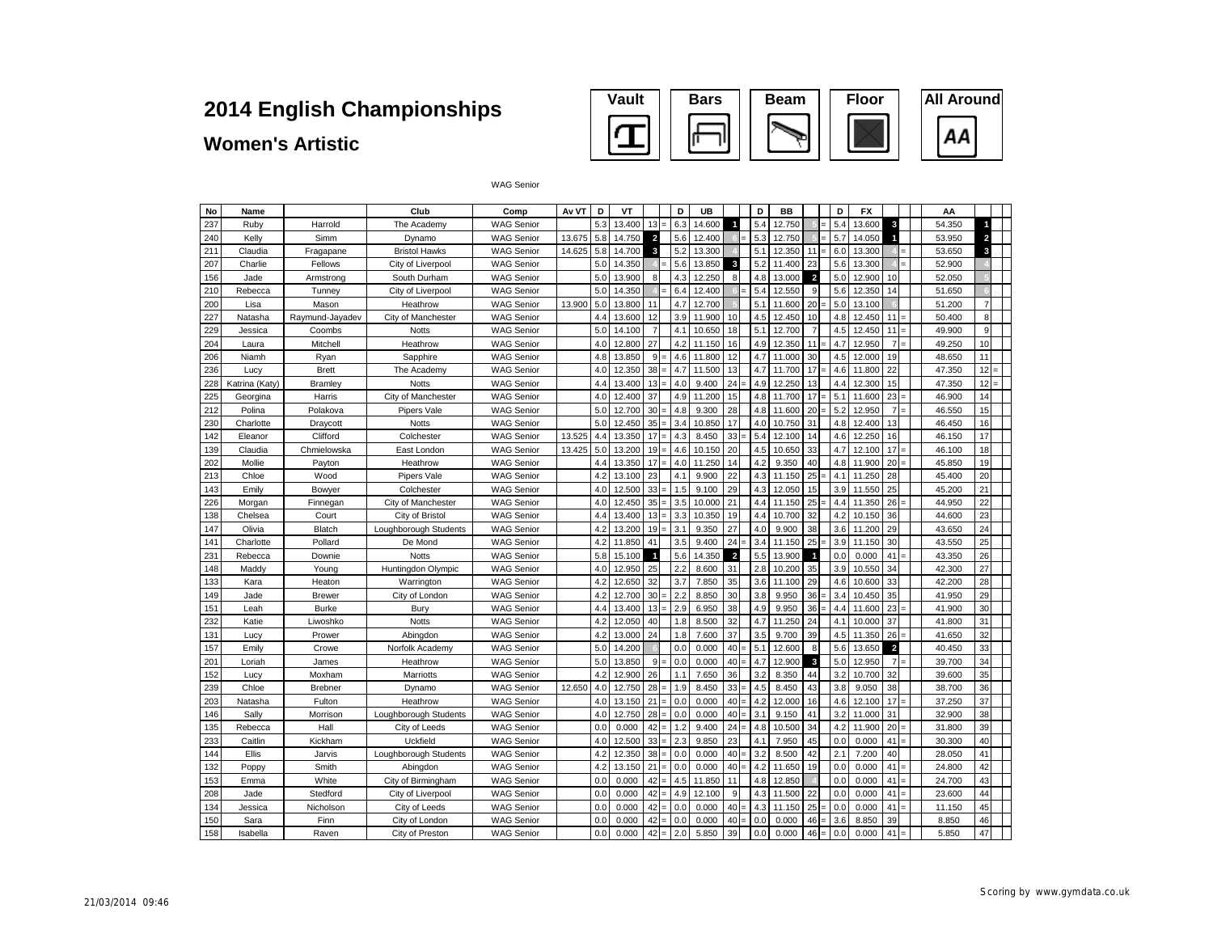# 2014 English Championships

## Women's Artistic

Vault | Bars | Beam | Floor | All Around

WAG Senior

| No | Name | | Club | Comp | Av VT | D | VT | | | D | UB | | | D | BB | | | D | FX | | | AA | | |
|---|---|---|---|---|---|---|---|---|---|---|---|---|---|---|---|---|---|---|---|---|---|---|---|---|
| 237 | Ruby | Harrold | The Academy | WAG Senior | | 5.3 | 13.400 | 13 | = | 6.3 | 14.600 | 1 | | 5.4 | 12.750 | 5 | = | 5.4 | 13.600 | 3 | | 54.350 | 1 | |
| 240 | Kelly | Simm | Dynamo | WAG Senior | 13.675 | 5.8 | 14.750 | 2 | | 5.6 | 12.400 | 6 | = | 5.3 | 12.750 | 5 | = | 5.7 | 14.050 | 1 | | 53.950 | 2 | |
| 211 | Claudia | Fragapane | Bristol Hawks | WAG Senior | 14.625 | 5.8 | 14.700 | 3 | | 5.2 | 13.300 | 4 | | 5.1 | 12.350 | 11 | = | 6.0 | 13.300 | 4 | = | 53.650 | 3 | |
| 207 | Charlie | Fellows | City of Liverpool | WAG Senior | | 5.0 | 14.350 | 4 | = | 5.6 | 13.850 | 3 | | 5.2 | 11.400 | 23 | | 5.6 | 13.300 | 4 | = | 52.900 | 4 | |
| 156 | Jade | Armstrong | South Durham | WAG Senior | | 5.0 | 13.900 | 8 | | 4.3 | 12.250 | 8 | | 4.8 | 13.000 | 2 | | 5.0 | 12.900 | 10 | | 52.050 | 5 | |
| 210 | Rebecca | Tunney | City of Liverpool | WAG Senior | | 5.0 | 14.350 | 4 | = | 6.4 | 12.400 | 6 | = | 5.4 | 12.550 | 9 | | 5.6 | 12.350 | 14 | | 51.650 | 6 | |
| 200 | Lisa | Mason | Heathrow | WAG Senior | 13.900 | 5.0 | 13.800 | 11 | | 4.7 | 12.700 | 5 | | 5.1 | 11.600 | 20 | = | 5.0 | 13.100 | 6 | | 51.200 | 7 | |
| 227 | Natasha | Raymund-Jayadev | City of Manchester | WAG Senior | | 4.4 | 13.600 | 12 | | 3.9 | 11.900 | 10 | | 4.5 | 12.450 | 10 | | 4.8 | 12.450 | 11 | = | 50.400 | 8 | |
| 229 | Jessica | Coombs | Notts | WAG Senior | | 5.0 | 14.100 | 7 | | 4.1 | 10.650 | 18 | | 5.1 | 12.700 | 7 | | 4.5 | 12.450 | 11 | = | 49.900 | 9 | |
| 204 | Laura | Mitchell | Heathrow | WAG Senior | | 4.0 | 12.800 | 27 | | 4.2 | 11.150 | 16 | | 4.9 | 12.350 | 11 | = | 4.7 | 12.950 | 7 | = | 49.250 | 10 | |
| 206 | Niamh | Ryan | Sapphire | WAG Senior | | 4.8 | 13.850 | 9 | = | 4.6 | 11.800 | 12 | | 4.7 | 11.000 | 30 | | 4.5 | 12.000 | 19 | | 48.650 | 11 | |
| 236 | Lucy | Brett | The Academy | WAG Senior | | 4.0 | 12.350 | 38 | = | 4.7 | 11.500 | 13 | | 4.7 | 11.700 | 17 | = | 4.6 | 11.800 | 22 | | 47.350 | 12 | = |
| 228 | Katrina (Katy) | Bramley | Notts | WAG Senior | | 4.4 | 13.400 | 13 | = | 4.0 | 9.400 | 24 | = | 4.9 | 12.250 | 13 | | 4.4 | 12.300 | 15 | | 47.350 | 12 | = |
| 225 | Georgina | Harris | City of Manchester | WAG Senior | | 4.0 | 12.400 | 37 | | 4.9 | 11.200 | 15 | | 4.8 | 11.700 | 17 | = | 5.1 | 11.600 | 23 | = | 46.900 | 14 | |
| 212 | Polina | Polakova | Pipers Vale | WAG Senior | | 5.0 | 12.700 | 30 | = | 4.8 | 9.300 | 28 | | 4.8 | 11.600 | 20 | = | 5.2 | 12.950 | 7 | = | 46.550 | 15 | |
| 230 | Charlotte | Draycott | Notts | WAG Senior | | 5.0 | 12.450 | 35 | = | 3.4 | 10.850 | 17 | | 4.0 | 10.750 | 31 | | 4.8 | 12.400 | 13 | | 46.450 | 16 | |
| 142 | Eleanor | Clifford | Colchester | WAG Senior | 13.525 | 4.4 | 13.350 | 17 | = | 4.3 | 8.450 | 33 | = | 5.4 | 12.100 | 14 | | 4.6 | 12.250 | 16 | | 46.150 | 17 | |
| 139 | Claudia | Chmielowska | East London | WAG Senior | 13.425 | 5.0 | 13.200 | 19 | = | 4.6 | 10.150 | 20 | | 4.5 | 10.650 | 33 | | 4.7 | 12.100 | 17 | = | 46.100 | 18 | |
| 202 | Mollie | Payton | Heathrow | WAG Senior | | 4.4 | 13.350 | 17 | = | 4.0 | 11.250 | 14 | | 4.2 | 9.350 | 40 | | 4.8 | 11.900 | 20 | = | 45.850 | 19 | |
| 213 | Chloe | Wood | Pipers Vale | WAG Senior | | 4.2 | 13.100 | 23 | | 4.1 | 9.900 | 22 | | 4.3 | 11.150 | 25 | = | 4.1 | 11.250 | 28 | | 45.400 | 20 | |
| 143 | Emily | Bowyer | Colchester | WAG Senior | | 4.0 | 12.500 | 33 | = | 1.5 | 9.100 | 29 | | 4.3 | 12.050 | 15 | | 3.9 | 11.550 | 25 | | 45.200 | 21 | |
| 226 | Morgan | Finnegan | City of Manchester | WAG Senior | | 4.0 | 12.450 | 35 | = | 3.5 | 10.000 | 21 | | 4.4 | 11.150 | 25 | = | 4.4 | 11.350 | 26 | = | 44.950 | 22 | |
| 138 | Chelsea | Court | City of Bristol | WAG Senior | | 4.4 | 13.400 | 13 | = | 3.3 | 10.350 | 19 | | 4.4 | 10.700 | 32 | | 4.2 | 10.150 | 36 | | 44.600 | 23 | |
| 147 | Olivia | Blatch | Loughborough Students | WAG Senior | | 4.2 | 13.200 | 19 | = | 3.1 | 9.350 | 27 | | 4.0 | 9.900 | 38 | | 3.6 | 11.200 | 29 | | 43.650 | 24 | |
| 141 | Charlotte | Pollard | De Mond | WAG Senior | | 4.2 | 11.850 | 41 | | 3.5 | 9.400 | 24 | = | 3.4 | 11.150 | 25 | = | 3.9 | 11.150 | 30 | | 43.550 | 25 | |
| 231 | Rebecca | Downie | Notts | WAG Senior | | 5.8 | 15.100 | 1 | | 5.6 | 14.350 | 2 | | 5.5 | 13.900 | 1 | | 0.0 | 0.000 | 41 | = | 43.350 | 26 | |
| 148 | Maddy | Young | Huntingdon Olympic | WAG Senior | | 4.0 | 12.950 | 25 | | 2.2 | 8.600 | 31 | | 2.8 | 10.200 | 35 | | 3.9 | 10.550 | 34 | | 42.300 | 27 | |
| 133 | Kara | Heaton | Warrington | WAG Senior | | 4.2 | 12.650 | 32 | | 3.7 | 7.850 | 35 | | 3.6 | 11.100 | 29 | | 4.6 | 10.600 | 33 | | 42.200 | 28 | |
| 149 | Jade | Brewer | City of London | WAG Senior | | 4.2 | 12.700 | 30 | = | 2.2 | 8.850 | 30 | | 3.8 | 9.950 | 36 | = | 3.4 | 10.450 | 35 | | 41.950 | 29 | |
| 151 | Leah | Burke | Bury | WAG Senior | | 4.4 | 13.400 | 13 | = | 2.9 | 6.950 | 38 | | 4.9 | 9.950 | 36 | = | 4.4 | 11.600 | 23 | = | 41.900 | 30 | |
| 232 | Katie | Liwoshko | Notts | WAG Senior | | 4.2 | 12.050 | 40 | | 1.8 | 8.500 | 32 | | 4.7 | 11.250 | 24 | | 4.1 | 10.000 | 37 | | 41.800 | 31 | |
| 131 | Lucy | Prower | Abingdon | WAG Senior | | 4.2 | 13.000 | 24 | | 1.8 | 7.600 | 37 | | 3.5 | 9.700 | 39 | | 4.5 | 11.350 | 26 | = | 41.650 | 32 | |
| 157 | Emily | Crowe | Norfolk Academy | WAG Senior | | 5.0 | 14.200 | 6 | | 0.0 | 0.000 | 40 | = | 5.1 | 12.600 | 8 | | 5.6 | 13.650 | 2 | | 40.450 | 33 | |
| 201 | Loriah | James | Heathrow | WAG Senior | | 5.0 | 13.850 | 9 | = | 0.0 | 0.000 | 40 | = | 4.7 | 12.900 | 3 | | 5.0 | 12.950 | 7 | = | 39.700 | 34 | |
| 152 | Lucy | Moxham | Marriotts | WAG Senior | | 4.2 | 12.900 | 26 | | 1.1 | 7.650 | 36 | | 3.2 | 8.350 | 44 | | 3.2 | 10.700 | 32 | | 39.600 | 35 | |
| 239 | Chloe | Brebner | Dynamo | WAG Senior | 12.650 | 4.0 | 12.750 | 28 | = | 1.9 | 8.450 | 33 | = | 4.5 | 8.450 | 43 | | 3.8 | 9.050 | 38 | | 38.700 | 36 | |
| 203 | Natasha | Fulton | Heathrow | WAG Senior | | 4.0 | 13.150 | 21 | = | 0.0 | 0.000 | 40 | = | 4.2 | 12.000 | 16 | | 4.6 | 12.100 | 17 | = | 37.250 | 37 | |
| 146 | Sally | Morrison | Loughborough Students | WAG Senior | | 4.0 | 12.750 | 28 | = | 0.0 | 0.000 | 40 | = | 3.1 | 9.150 | 41 | | 3.2 | 11.000 | 31 | | 32.900 | 38 | |
| 135 | Rebecca | Hall | City of Leeds | WAG Senior | | 0.0 | 0.000 | 42 | = | 1.2 | 9.400 | 24 | = | 4.8 | 10.500 | 34 | | 4.2 | 11.900 | 20 | = | 31.800 | 39 | |
| 233 | Caitlin | Kickham | Uckfield | WAG Senior | | 4.0 | 12.500 | 33 | = | 2.3 | 9.850 | 23 | | 4.1 | 7.950 | 45 | | 0.0 | 0.000 | 41 | = | 30.300 | 40 | |
| 144 | Ellis | Jarvis | Loughborough Students | WAG Senior | | 4.2 | 12.350 | 38 | = | 0.0 | 0.000 | 40 | = | 3.2 | 8.500 | 42 | | 2.1 | 7.200 | 40 | | 28.050 | 41 | |
| 132 | Poppy | Smith | Abingdon | WAG Senior | | 4.2 | 13.150 | 21 | = | 0.0 | 0.000 | 40 | = | 4.2 | 11.650 | 19 | | 0.0 | 0.000 | 41 | = | 24.800 | 42 | |
| 153 | Emma | White | City of Birmingham | WAG Senior | | 0.0 | 0.000 | 42 | = | 4.5 | 11.850 | 11 | | 4.8 | 12.850 | 4 | | 0.0 | 0.000 | 41 | = | 24.700 | 43 | |
| 208 | Jade | Stedford | City of Liverpool | WAG Senior | | 0.0 | 0.000 | 42 | = | 4.9 | 12.100 | 9 | | 4.3 | 11.500 | 22 | | 0.0 | 0.000 | 41 | = | 23.600 | 44 | |
| 134 | Jessica | Nicholson | City of Leeds | WAG Senior | | 0.0 | 0.000 | 42 | = | 0.0 | 0.000 | 40 | = | 4.3 | 11.150 | 25 | = | 0.0 | 0.000 | 41 | = | 11.150 | 45 | |
| 150 | Sara | Finn | City of London | WAG Senior | | 0.0 | 0.000 | 42 | = | 0.0 | 0.000 | 40 | = | 0.0 | 0.000 | 46 | = | 3.6 | 8.850 | 39 | | 8.850 | 46 | |
| 158 | Isabella | Raven | City of Preston | WAG Senior | | 0.0 | 0.000 | 42 | = | 2.0 | 5.850 | 39 | | 0.0 | 0.000 | 46 | = | 0.0 | 0.000 | 41 | = | 5.850 | 47 | |

21/03/2014 09:46

Scoring by www.gymdata.co.uk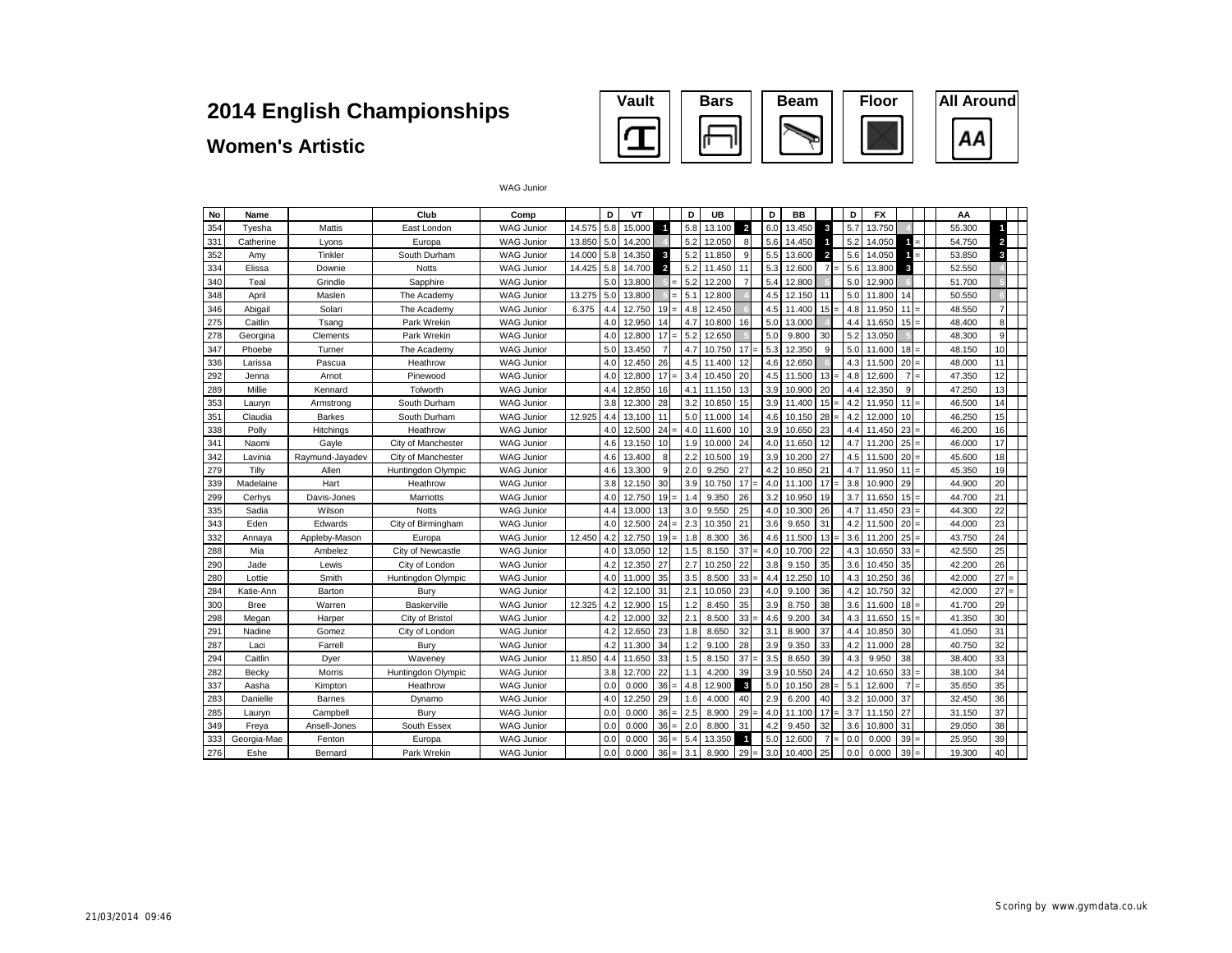# 2014 English Championships

## Women's Artistic

Vault | Bars | Beam | Floor | All Around

WAG Junior

| No | Name | | Club | Comp | | D | VT | | | D | UB | | | D | BB | | | D | FX | | | AA | | |
|---|---|---|---|---|---|---|---|---|---|---|---|---|---|---|---|---|---|---|---|---|---|---|---|---|
| 354 | Tyesha | Mattis | East London | WAG Junior | 14.575 | 5.8 | 15.000 | 1 | | 5.8 | 13.100 | 2 | | 6.0 | 13.450 | 3 | | 5.7 | 13.750 | 4 | | 55.300 | 1 | |
| 331 | Catherine | Lyons | Europa | WAG Junior | 13.850 | 5.0 | 14.200 | 4 | | 5.2 | 12.050 | 8 | | 5.6 | 14.450 | 1 | | 5.2 | 14.050 | 1 | = | 54.750 | 2 | |
| 352 | Amy | Tinkler | South Durham | WAG Junior | 14.000 | 5.8 | 14.350 | 3 | | 5.2 | 11.850 | 9 | | 5.5 | 13.600 | 2 | | 5.6 | 14.050 | 1 | = | 53.850 | 3 | |
| 334 | Elissa | Downie | Notts | WAG Junior | 14.425 | 5.8 | 14.700 | 2 | | 5.2 | 11.450 | 11 | | 5.3 | 12.600 | 7 | = | 5.6 | 13.800 | 3 | | 52.550 | 4 | |
| 340 | Teal | Grindle | Sapphire | WAG Junior | | 5.0 | 13.800 | 5 | = | 5.2 | 12.200 | 7 | | 5.4 | 12.800 | 5 | | 5.0 | 12.900 | 6 | | 51.700 | 5 | |
| 348 | April | Maslen | The Academy | WAG Junior | 13.275 | 5.0 | 13.800 | 5 | = | 5.1 | 12.800 | 4 | | 4.5 | 12.150 | 11 | | 5.0 | 11.800 | 14 | | 50.550 | 6 | |
| 346 | Abigail | Solari | The Academy | WAG Junior | 6.375 | 4.4 | 12.750 | 19 | = | 4.8 | 12.450 | 6 | | 4.5 | 11.400 | 15 | = | 4.8 | 11.950 | 11 | = | 48.550 | 7 | |
| 275 | Caitlin | Tsang | Park Wrekin | WAG Junior | | 4.0 | 12.950 | 14 | | 4.7 | 10.800 | 16 | | 5.0 | 13.000 | 4 | | 4.4 | 11.650 | 15 | = | 48.400 | 8 | |
| 278 | Georgina | Clements | Park Wrekin | WAG Junior | | 4.0 | 12.800 | 17 | = | 5.2 | 12.650 | 5 | | 5.0 | 9.800 | 30 | | 5.2 | 13.050 | 5 | | 48.300 | 9 | |
| 347 | Phoebe | Turner | The Academy | WAG Junior | | 5.0 | 13.450 | 7 | | 4.7 | 10.750 | 17 | = | 5.3 | 12.350 | 9 | | 5.0 | 11.600 | 18 | = | 48.150 | 10 | |
| 336 | Larissa | Pascua | Heathrow | WAG Junior | | 4.0 | 12.450 | 26 | | 4.5 | 11.400 | 12 | | 4.6 | 12.650 | 6 | | 4.3 | 11.500 | 20 | = | 48.000 | 11 | |
| 292 | Jenna | Arnot | Pinewood | WAG Junior | | 4.0 | 12.800 | 17 | = | 3.4 | 10.450 | 20 | | 4.5 | 11.500 | 13 | = | 4.8 | 12.600 | 7 | = | 47.350 | 12 | |
| 289 | Millie | Kennard | Tolworth | WAG Junior | | 4.4 | 12.850 | 16 | | 4.1 | 11.150 | 13 | | 3.9 | 10.900 | 20 | | 4.4 | 12.350 | 9 | | 47.250 | 13 | |
| 353 | Lauryn | Armstrong | South Durham | WAG Junior | | 3.8 | 12.300 | 28 | | 3.2 | 10.850 | 15 | | 3.9 | 11.400 | 15 | = | 4.2 | 11.950 | 11 | = | 46.500 | 14 | |
| 351 | Claudia | Barkes | South Durham | WAG Junior | 12.925 | 4.4 | 13.100 | 11 | | 5.0 | 11.000 | 14 | | 4.6 | 10.150 | 28 | = | 4.2 | 12.000 | 10 | | 46.250 | 15 | |
| 338 | Polly | Hitchings | Heathrow | WAG Junior | | 4.0 | 12.500 | 24 | = | 4.0 | 11.600 | 10 | | 3.9 | 10.650 | 23 | | 4.4 | 11.450 | 23 | = | 46.200 | 16 | |
| 341 | Naomi | Gayle | City of Manchester | WAG Junior | | 4.6 | 13.150 | 10 | | 1.9 | 10.000 | 24 | | 4.0 | 11.650 | 12 | | 4.7 | 11.200 | 25 | = | 46.000 | 17 | |
| 342 | Lavinia | Raymund-Jayadev | City of Manchester | WAG Junior | | 4.6 | 13.400 | 8 | | 2.2 | 10.500 | 19 | | 3.9 | 10.200 | 27 | | 4.5 | 11.500 | 20 | = | 45.600 | 18 | |
| 279 | Tilly | Allen | Huntingdon Olympic | WAG Junior | | 4.6 | 13.300 | 9 | | 2.0 | 9.250 | 27 | | 4.2 | 10.850 | 21 | | 4.7 | 11.950 | 11 | = | 45.350 | 19 | |
| 339 | Madelaine | Hart | Heathrow | WAG Junior | | 3.8 | 12.150 | 30 | | 3.9 | 10.750 | 17 | = | 4.0 | 11.100 | 17 | = | 3.8 | 10.900 | 29 | | 44.900 | 20 | |
| 299 | Cerhys | Davis-Jones | Marriotts | WAG Junior | | 4.0 | 12.750 | 19 | = | 1.4 | 9.350 | 26 | | 3.2 | 10.950 | 19 | | 3.7 | 11.650 | 15 | = | 44.700 | 21 | |
| 335 | Sadia | Wilson | Notts | WAG Junior | | 4.4 | 13.000 | 13 | | 3.0 | 9.550 | 25 | | 4.0 | 10.300 | 26 | | 4.7 | 11.450 | 23 | = | 44.300 | 22 | |
| 343 | Eden | Edwards | City of Birmingham | WAG Junior | | 4.0 | 12.500 | 24 | = | 2.3 | 10.350 | 21 | | 3.6 | 9.650 | 31 | | 4.2 | 11.500 | 20 | = | 44.000 | 23 | |
| 332 | Annaya | Appleby-Mason | Europa | WAG Junior | 12.450 | 4.2 | 12.750 | 19 | = | 1.8 | 8.300 | 36 | | 4.6 | 11.500 | 13 | = | 3.6 | 11.200 | 25 | = | 43.750 | 24 | |
| 288 | Mia | Ambelez | City of Newcastle | WAG Junior | | 4.0 | 13.050 | 12 | | 1.5 | 8.150 | 37 | = | 4.0 | 10.700 | 22 | | 4.3 | 10.650 | 33 | = | 42.550 | 25 | |
| 290 | Jade | Lewis | City of London | WAG Junior | | 4.2 | 12.350 | 27 | | 2.7 | 10.250 | 22 | | 3.8 | 9.150 | 35 | | 3.6 | 10.450 | 35 | | 42.200 | 26 | |
| 280 | Lottie | Smith | Huntingdon Olympic | WAG Junior | | 4.0 | 11.000 | 35 | | 3.5 | 8.500 | 33 | = | 4.4 | 12.250 | 10 | | 4.3 | 10.250 | 36 | | 42.000 | 27 | = |
| 284 | Katie-Ann | Barton | Bury | WAG Junior | | 4.2 | 12.100 | 31 | | 2.1 | 10.050 | 23 | | 4.0 | 9.100 | 36 | | 4.2 | 10.750 | 32 | | 42.000 | 27 | = |
| 300 | Bree | Warren | Baskerville | WAG Junior | 12.325 | 4.2 | 12.900 | 15 | | 1.2 | 8.450 | 35 | | 3.9 | 8.750 | 38 | | 3.6 | 11.600 | 18 | = | 41.700 | 29 | |
| 298 | Megan | Harper | City of Bristol | WAG Junior | | 4.2 | 12.000 | 32 | | 2.1 | 8.500 | 33 | = | 4.6 | 9.200 | 34 | | 4.3 | 11.650 | 15 | = | 41.350 | 30 | |
| 291 | Nadine | Gomez | City of London | WAG Junior | | 4.2 | 12.650 | 23 | | 1.8 | 8.650 | 32 | | 3.1 | 8.900 | 37 | | 4.4 | 10.850 | 30 | | 41.050 | 31 | |
| 287 | Laci | Farrell | Bury | WAG Junior | | 4.2 | 11.300 | 34 | | 1.2 | 9.100 | 28 | | 3.9 | 9.350 | 33 | | 4.2 | 11.000 | 28 | | 40.750 | 32 | |
| 294 | Caitlin | Dyer | Waveney | WAG Junior | 11.850 | 4.4 | 11.650 | 33 | | 1.5 | 8.150 | 37 | = | 3.5 | 8.650 | 39 | | 4.3 | 9.950 | 38 | | 38.400 | 33 | |
| 282 | Becky | Morris | Huntingdon Olympic | WAG Junior | | 3.8 | 12.700 | 22 | | 1.1 | 4.200 | 39 | | 3.9 | 10.550 | 24 | | 4.2 | 10.650 | 33 | = | 38.100 | 34 | |
| 337 | Aasha | Kimpton | Heathrow | WAG Junior | | 0.0 | 0.000 | 36 | = | 4.8 | 12.900 | 3 | | 5.0 | 10.150 | 28 | = | 5.1 | 12.600 | 7 | = | 35.650 | 35 | |
| 283 | Danielle | Barnes | Dynamo | WAG Junior | | 4.0 | 12.250 | 29 | | 1.6 | 4.000 | 40 | | 2.9 | 6.200 | 40 | | 3.2 | 10.000 | 37 | | 32.450 | 36 | |
| 285 | Lauryn | Campbell | Bury | WAG Junior | | 0.0 | 0.000 | 36 | = | 2.5 | 8.900 | 29 | = | 4.0 | 11.100 | 17 | = | 3.7 | 11.150 | 27 | | 31.150 | 37 | |
| 349 | Freya | Ansell-Jones | South Essex | WAG Junior | | 0.0 | 0.000 | 36 | = | 2.0 | 8.800 | 31 | | 4.2 | 9.450 | 32 | | 3.6 | 10.800 | 31 | | 29.050 | 38 | |
| 333 | Georgia-Mae | Fenton | Europa | WAG Junior | | 0.0 | 0.000 | 36 | = | 5.4 | 13.350 | 1 | | 5.0 | 12.600 | 7 | = | 0.0 | 0.000 | 39 | = | 25.950 | 39 | |
| 276 | Eshe | Bernard | Park Wrekin | WAG Junior | | 0.0 | 0.000 | 36 | = | 3.1 | 8.900 | 29 | = | 3.0 | 10.400 | 25 | | 0.0 | 0.000 | 39 | = | 19.300 | 40 | |

21/03/2014 09:46

Scoring by www.gymdata.co.uk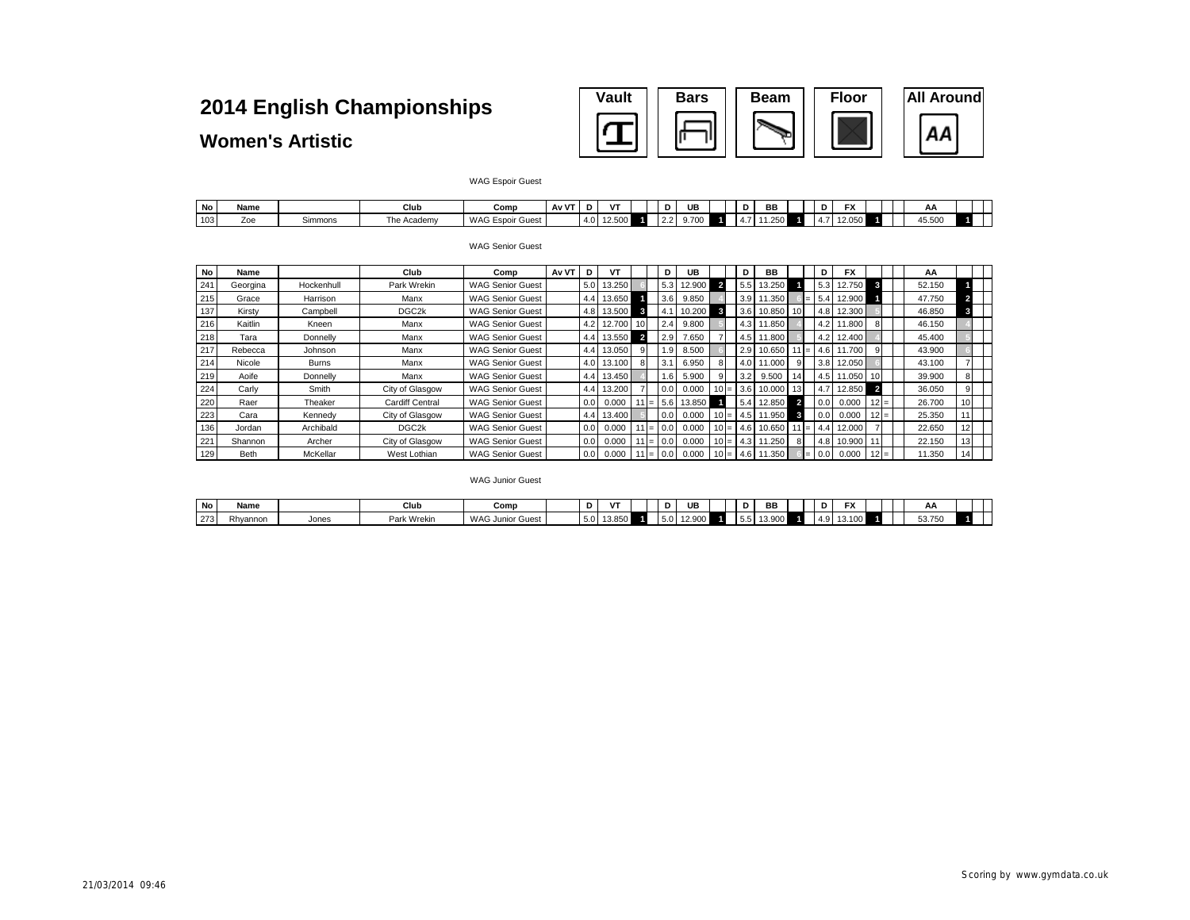# 2014 English Championships

## Women's Artistic

Vault | Bars | Beam | Floor | All Around

WAG Espoir Guest

| No | Name | | Club | Comp | Av VT | D | VT | | | D | UB | | | D | BB | | | D | FX | | | AA | |
|---|---|---|---|---|---|---|---|---|---|---|---|---|---|---|---|---|---|---|---|---|---|---|---|
| 103 | Zoe | Simmons | The Academy | WAG Espoir Guest | | 4.0 | 12.500 | 1 | | 2.2 | 9.700 | 1 | | 4.7 | 11.250 | 1 | | 4.7 | 12.050 | 1 | | 45.500 | 1 |

WAG Senior Guest

| No | Name | | Club | Comp | Av VT | D | VT | | | D | UB | | | D | BB | | | D | FX | | | AA | |
|---|---|---|---|---|---|---|---|---|---|---|---|---|---|---|---|---|---|---|---|---|---|---|---|
| 241 | Georgina | Hockenhull | Park Wrekin | WAG Senior Guest | | 5.0 | 13.250 | 6 | | 5.3 | 12.900 | 2 | | 5.5 | 13.250 | 1 | | 5.3 | 12.750 | 3 | | 52.150 | 1 |
| 215 | Grace | Harrison | Manx | WAG Senior Guest | | 4.4 | 13.650 | 1 | | 3.6 | 9.850 | 4 | | 3.9 | 11.350 | 6 | = | 5.4 | 12.900 | 1 | | 47.750 | 2 |
| 137 | Kirsty | Campbell | DGC2k | WAG Senior Guest | | 4.8 | 13.500 | 3 | | 4.1 | 10.200 | 3 | | 3.6 | 10.850 | 10 | | 4.8 | 12.300 | 5 | | 46.850 | 3 |
| 216 | Kaitlin | Kneen | Manx | WAG Senior Guest | | 4.2 | 12.700 | 10 | | 2.4 | 9.800 | 5 | | 4.3 | 11.850 | 4 | | 4.2 | 11.800 | 8 | | 46.150 | 4 |
| 218 | Tara | Donnelly | Manx | WAG Senior Guest | | 4.4 | 13.550 | 2 | | 2.9 | 7.650 | 7 | | 4.5 | 11.800 | 5 | | 4.2 | 12.400 | 4 | | 45.400 | 5 |
| 217 | Rebecca | Johnson | Manx | WAG Senior Guest | | 4.4 | 13.050 | 9 | | 1.9 | 8.500 | 6 | | 2.9 | 10.650 | 11 | = | 4.6 | 11.700 | 9 | | 43.900 | 6 |
| 214 | Nicole | Burns | Manx | WAG Senior Guest | | 4.0 | 13.100 | 8 | | 3.1 | 6.950 | 8 | | 4.0 | 11.000 | 9 | | 3.8 | 12.050 | 6 | | 43.100 | 7 |
| 219 | Aoife | Donnelly | Manx | WAG Senior Guest | | 4.4 | 13.450 | 4 | | 1.6 | 5.900 | 9 | | 3.2 | 9.500 | 14 | | 4.5 | 11.050 | 10 | | 39.900 | 8 |
| 224 | Carly | Smith | City of Glasgow | WAG Senior Guest | | 4.4 | 13.200 | 7 | | 0.0 | 0.000 | 10 | = | 3.6 | 10.000 | 13 | | 4.7 | 12.850 | 2 | | 36.050 | 9 |
| 220 | Raer | Theaker | Cardiff Central | WAG Senior Guest | | 0.0 | 0.000 | 11 | = | 5.6 | 13.850 | 1 | | 5.4 | 12.850 | 2 | | 0.0 | 0.000 | 12 | = | 26.700 | 10 |
| 223 | Cara | Kennedy | City of Glasgow | WAG Senior Guest | | 4.4 | 13.400 | 5 | | 0.0 | 0.000 | 10 | = | 4.5 | 11.950 | 3 | | 0.0 | 0.000 | 12 | = | 25.350 | 11 |
| 136 | Jordan | Archibald | DGC2k | WAG Senior Guest | | 0.0 | 0.000 | 11 | = | 0.0 | 0.000 | 10 | = | 4.6 | 10.650 | 11 | = | 4.4 | 12.000 | 7 | | 22.650 | 12 |
| 221 | Shannon | Archer | City of Glasgow | WAG Senior Guest | | 0.0 | 0.000 | 11 | = | 0.0 | 0.000 | 10 | = | 4.3 | 11.250 | 8 | | 4.8 | 10.900 | 11 | | 22.150 | 13 |
| 129 | Beth | McKellar | West Lothian | WAG Senior Guest | | 0.0 | 0.000 | 11 | = | 0.0 | 0.000 | 10 | = | 4.6 | 11.350 | 6 | = | 0.0 | 0.000 | 12 | = | 11.350 | 14 |

WAG Junior Guest

| No | Name | | Club | Comp | | D | VT | | | D | UB | | | D | BB | | | D | FX | | | AA | |
|---|---|---|---|---|---|---|---|---|---|---|---|---|---|---|---|---|---|---|---|---|---|---|---|
| 273 | Rhyannon | Jones | Park Wrekin | WAG Junior Guest | | 5.0 | 13.850 | 1 | | 5.0 | 12.900 | 1 | | 5.5 | 13.900 | 1 | | 4.9 | 13.100 | 1 | | 53.750 | 1 |

21/03/2014 09:46

Scoring by www.gymdata.co.uk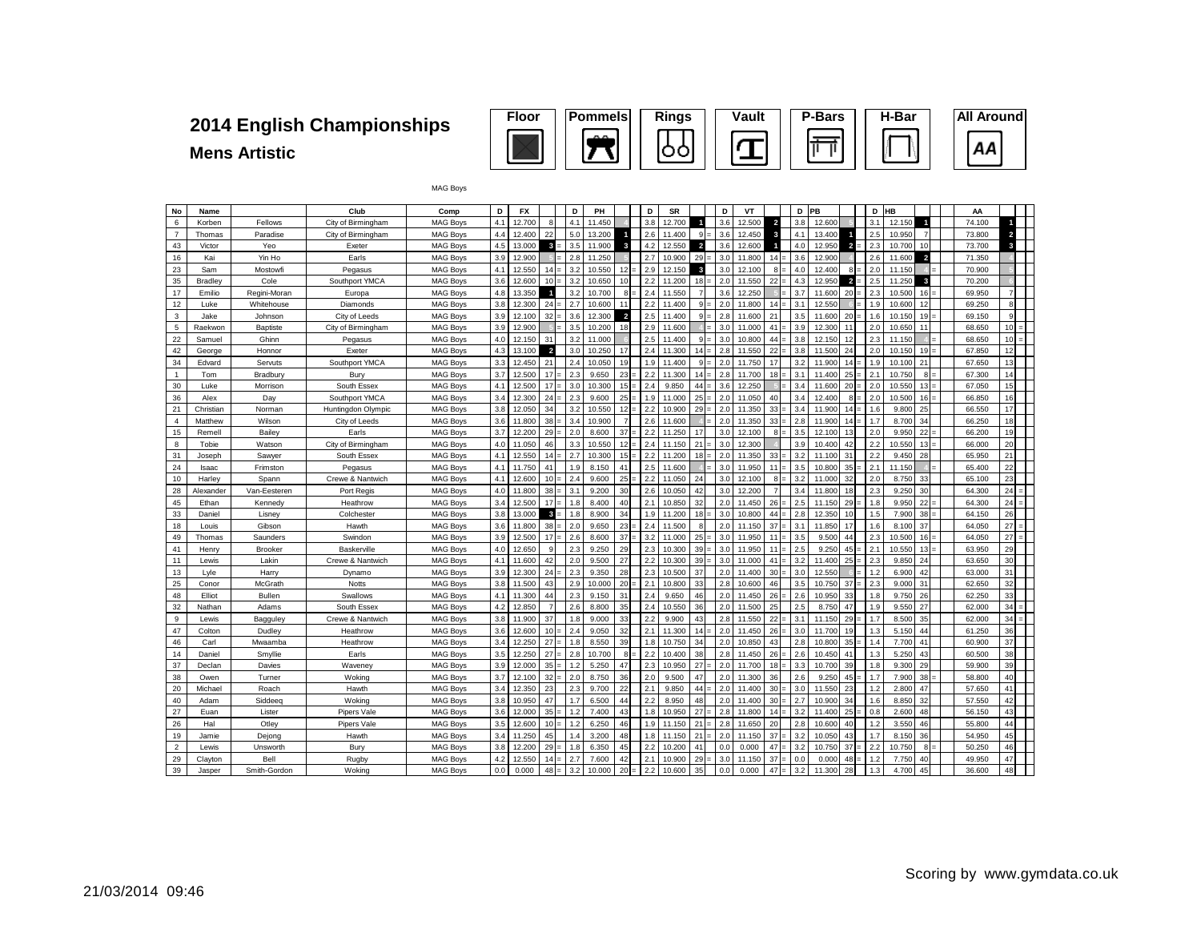# 2014 English Championships

## Mens Artistic

Floor | Pommels | Rings | Vault | P-Bars | H-Bar | All Around

MAG Boys

| No | Name | | Club | Comp | D | FX | | D | PH | | D | SR | | D | VT | | D | PB | | D | HB | | AA | |
|---|---|---|---|---|---|---|---|---|---|---|---|---|---|---|---|---|---|---|---|---|---|---|---|---|
| 6 | Korben | Fellows | City of Birmingham | MAG Boys | 4.1 | 12.700 | 8 | 4.1 | 11.450 | 4 | 3.8 | 12.700 | 1 | 3.6 | 12.500 | 2 | 3.8 | 12.600 | 5 | 3.1 | 12.150 | 1 | 74.100 | 1 |
| 7 | Thomas | Paradise | City of Birmingham | MAG Boys | 4.4 | 12.400 | 22 | 5.0 | 13.200 | 1 | 2.6 | 11.400 | 9= | 3.6 | 12.450 | 3 | 4.1 | 13.400 | 1 | 2.5 | 10.950 | 7 | 73.800 | 2 |
| 43 | Victor | Yeo | Exeter | MAG Boys | 4.5 | 13.000 | 3= | 3.5 | 11.900 | 3 | 4.2 | 12.550 | 2 | 3.6 | 12.600 | 1 | 4.0 | 12.950 | 2= | 2.3 | 10.700 | 10 | 73.700 | 3 |
| 16 | Kai | Yin Ho | Earls | MAG Boys | 3.9 | 12.900 | 5= | 2.8 | 11.250 | 5 | 2.7 | 10.900 | 29= | 3.0 | 11.800 | 14= | 3.6 | 12.900 | 4 | 2.6 | 11.600 | 2 | 71.350 | 4 |
| 23 | Sam | Mostowfi | Pegasus | MAG Boys | 4.1 | 12.550 | 14= | 3.2 | 10.550 | 12= | 2.9 | 12.150 | 3 | 3.0 | 12.100 | 8= | 4.0 | 12.400 | 8= | 2.0 | 11.150 | 4= | 70.900 | 5 |
| 35 | Bradley | Cole | Southport YMCA | MAG Boys | 3.6 | 12.600 | 10= | 3.2 | 10.650 | 10 | 2.2 | 11.200 | 18= | 2.0 | 11.550 | 22= | 4.3 | 12.950 | 2= | 2.5 | 11.250 | 3 | 70.200 | 6 |
| 17 | Emilio | Regini-Moran | Europa | MAG Boys | 4.8 | 13.350 | 1 | 3.2 | 10.700 | 8= | 2.4 | 11.550 | 7 | 3.6 | 12.250 | 5= | 3.7 | 11.600 | 20= | 2.3 | 10.500 | 16= | 69.950 | 7 |
| 12 | Luke | Whitehouse | Diamonds | MAG Boys | 3.8 | 12.300 | 24= | 2.7 | 10.600 | 11 | 2.2 | 11.400 | 9= | 2.0 | 11.800 | 14= | 3.1 | 12.550 | 6= | 1.9 | 10.600 | 12 | 69.250 | 8 |
| 3 | Jake | Johnson | City of Leeds | MAG Boys | 3.9 | 12.100 | 32= | 3.6 | 12.300 | 2 | 2.5 | 11.400 | 9= | 2.8 | 11.600 | 21 | 3.5 | 11.600 | 20= | 1.6 | 10.150 | 19= | 69.150 | 9 |
| 5 | Raekwon | Baptiste | City of Birmingham | MAG Boys | 3.9 | 12.900 | 5= | 3.5 | 10.200 | 18 | 2.9 | 11.600 | 4= | 3.0 | 11.000 | 41= | 3.9 | 12.300 | 11 | 2.0 | 10.650 | 11 | 68.650 | 10= |
| 22 | Samuel | Ghinn | Pegasus | MAG Boys | 4.0 | 12.150 | 31 | 3.2 | 11.000 | 6 | 2.5 | 11.400 | 9= | 3.0 | 10.800 | 44= | 3.8 | 12.150 | 12 | 2.3 | 11.150 | 4= | 68.650 | 10= |
| 42 | George | Honnor | Exeter | MAG Boys | 4.3 | 13.100 | 2 | 3.0 | 10.250 | 17 | 2.4 | 11.300 | 14= | 2.8 | 11.550 | 22= | 3.8 | 11.500 | 24 | 2.0 | 10.150 | 19= | 67.850 | 12 |
| 34 | Edvard | Servuts | Southport YMCA | MAG Boys | 3.3 | 12.450 | 21 | 2.4 | 10.050 | 19 | 1.9 | 11.400 | 9= | 2.0 | 11.750 | 17 | 3.2 | 11.900 | 14= | 1.9 | 10.100 | 21 | 67.650 | 13 |
| 1 | Tom | Bradbury | Bury | MAG Boys | 3.7 | 12.500 | 17= | 2.3 | 9.650 | 23= | 2.2 | 11.300 | 14= | 2.8 | 11.700 | 18= | 3.1 | 11.400 | 25= | 2.1 | 10.750 | 8= | 67.300 | 14 |
| 30 | Luke | Morrison | South Essex | MAG Boys | 4.1 | 12.500 | 17= | 3.0 | 10.300 | 15= | 2.4 | 9.850 | 44= | 3.6 | 12.250 | 5= | 3.4 | 11.600 | 20= | 2.0 | 10.550 | 13= | 67.050 | 15 |
| 36 | Alex | Day | Southport YMCA | MAG Boys | 3.4 | 12.300 | 24= | 2.3 | 9.600 | 25= | 1.9 | 11.000 | 25= | 2.0 | 11.050 | 40 | 3.4 | 12.400 | 8= | 2.0 | 10.500 | 16= | 66.850 | 16 |
| 21 | Christian | Norman | Huntingdon Olympic | MAG Boys | 3.8 | 12.050 | 34 | 3.2 | 10.550 | 12= | 2.2 | 10.900 | 29= | 2.0 | 11.350 | 33= | 3.4 | 11.900 | 14= | 1.6 | 9.800 | 25 | 66.550 | 17 |
| 4 | Matthew | Wilson | City of Leeds | MAG Boys | 3.6 | 11.800 | 38= | 3.4 | 10.900 | 7 | 2.6 | 11.600 | 4= | 2.0 | 11.350 | 33= | 2.8 | 11.900 | 14= | 1.7 | 8.700 | 34 | 66.250 | 18 |
| 15 | Remell | Bailey | Earls | MAG Boys | 3.7 | 12.200 | 29= | 2.0 | 8.600 | 37= | 2.2 | 11.250 | 17 | 3.0 | 12.100 | 8= | 3.5 | 12.100 | 13 | 2.0 | 9.950 | 22= | 66.200 | 19 |
| 8 | Tobie | Watson | City of Birmingham | MAG Boys | 4.0 | 11.050 | 46 | 3.3 | 10.550 | 12= | 2.4 | 11.150 | 21= | 3.0 | 12.300 | 4 | 3.9 | 10.400 | 42 | 2.2 | 10.550 | 13= | 66.000 | 20 |
| 31 | Joseph | Sawyer | South Essex | MAG Boys | 4.1 | 12.550 | 14= | 2.7 | 10.300 | 15= | 2.2 | 11.200 | 18= | 2.0 | 11.350 | 33= | 3.2 | 11.100 | 31 | 2.2 | 9.450 | 28 | 65.950 | 21 |
| 24 | Isaac | Frimston | Pegasus | MAG Boys | 4.1 | 11.750 | 41 | 1.9 | 8.150 | 41 | 2.5 | 11.600 | 4= | 3.0 | 11.950 | 11= | 3.5 | 10.800 | 35= | 2.1 | 11.150 | 4= | 65.400 | 22 |
| 10 | Harley | Spann | Crewe & Nantwich | MAG Boys | 4.1 | 12.600 | 10= | 2.4 | 9.600 | 25= | 2.2 | 11.050 | 24 | 3.0 | 12.100 | 8= | 3.2 | 11.000 | 32 | 2.0 | 8.750 | 33 | 65.100 | 23 |
| 28 | Alexander | Van-Eesteren | Port Regis | MAG Boys | 4.0 | 11.800 | 38= | 3.1 | 9.200 | 30 | 2.6 | 10.050 | 42 | 3.0 | 12.200 | 7 | 3.4 | 11.800 | 18 | 2.3 | 9.250 | 30 | 64.300 | 24= |
| 45 | Ethan | Kennedy | Heathrow | MAG Boys | 3.4 | 12.500 | 17= | 1.8 | 8.400 | 40 | 2.1 | 10.850 | 32 | 2.0 | 11.450 | 26= | 2.5 | 11.150 | 29= | 1.8 | 9.950 | 22= | 64.300 | 24= |
| 33 | Daniel | Lisney | Colchester | MAG Boys | 3.8 | 13.000 | 3= | 1.8 | 8.900 | 34 | 1.9 | 11.200 | 18= | 3.0 | 10.800 | 44= | 2.8 | 12.350 | 10 | 1.5 | 7.900 | 38= | 64.150 | 26 |
| 18 | Louis | Gibson | Hawth | MAG Boys | 3.6 | 11.800 | 38= | 2.0 | 9.650 | 23= | 2.4 | 11.500 | 8 | 2.0 | 11.150 | 37= | 3.1 | 11.850 | 17 | 1.6 | 8.100 | 37 | 64.050 | 27= |
| 49 | Thomas | Saunders | Swindon | MAG Boys | 3.9 | 12.500 | 17= | 2.6 | 8.600 | 37= | 3.2 | 11.000 | 25= | 3.0 | 11.950 | 11= | 3.5 | 9.500 | 44 | 2.3 | 10.500 | 16= | 64.050 | 27= |
| 41 | Henry | Brooker | Baskerville | MAG Boys | 4.0 | 12.650 | 9 | 2.3 | 9.250 | 29 | 2.3 | 10.300 | 39= | 3.0 | 11.950 | 11= | 2.5 | 9.250 | 45= | 2.1 | 10.550 | 13= | 63.950 | 29 |
| 11 | Lewis | Lakin | Crewe & Nantwich | MAG Boys | 4.1 | 11.600 | 42 | 2.0 | 9.500 | 27 | 2.2 | 10.300 | 39= | 3.0 | 11.000 | 41= | 3.2 | 11.400 | 25= | 2.3 | 9.850 | 24 | 63.650 | 30 |
| 13 | Lyle | Harry | Dynamo | MAG Boys | 3.9 | 12.300 | 24= | 2.3 | 9.350 | 28 | 2.3 | 10.500 | 37 | 2.0 | 11.400 | 30= | 3.0 | 12.550 | 6= | 1.2 | 6.900 | 42 | 63.000 | 31 |
| 25 | Conor | McGrath | Notts | MAG Boys | 3.8 | 11.500 | 43 | 2.9 | 10.000 | 20= | 2.1 | 10.800 | 33 | 2.8 | 10.600 | 46 | 3.5 | 10.750 | 37= | 2.3 | 9.000 | 31 | 62.650 | 32 |
| 48 | Elliot | Bullen | Swallows | MAG Boys | 4.1 | 11.300 | 44 | 2.3 | 9.150 | 31 | 2.4 | 9.650 | 46 | 2.0 | 11.450 | 26= | 2.6 | 10.950 | 33 | 1.8 | 9.750 | 26 | 62.250 | 33 |
| 32 | Nathan | Adams | South Essex | MAG Boys | 4.2 | 12.850 | 7 | 2.6 | 8.800 | 35 | 2.4 | 10.550 | 36 | 2.0 | 11.500 | 25 | 2.5 | 8.750 | 47 | 1.9 | 9.550 | 27 | 62.000 | 34= |
| 9 | Lewis | Bagguley | Crewe & Nantwich | MAG Boys | 3.8 | 11.900 | 37 | 1.8 | 9.000 | 33 | 2.2 | 9.900 | 43 | 2.8 | 11.550 | 22= | 3.1 | 11.150 | 29= | 1.7 | 8.500 | 35 | 62.000 | 34= |
| 47 | Colton | Dudley | Heathrow | MAG Boys | 3.6 | 12.600 | 10= | 2.4 | 9.050 | 32 | 2.1 | 11.300 | 14= | 2.0 | 11.450 | 26= | 3.0 | 11.700 | 19 | 1.3 | 5.150 | 44 | 61.250 | 36 |
| 46 | Carl | Mwaamba | Heathrow | MAG Boys | 3.4 | 12.250 | 27= | 1.8 | 8.550 | 39 | 1.8 | 10.750 | 34 | 2.0 | 10.850 | 43 | 2.8 | 10.800 | 35= | 1.4 | 7.700 | 41 | 60.900 | 37 |
| 14 | Daniel | Smyllie | Earls | MAG Boys | 3.5 | 12.250 | 27= | 2.8 | 10.700 | 8= | 2.2 | 10.400 | 38 | 2.8 | 11.450 | 26= | 2.6 | 10.450 | 41 | 1.3 | 5.250 | 43 | 60.500 | 38 |
| 37 | Declan | Davies | Waveney | MAG Boys | 3.9 | 12.000 | 35= | 1.2 | 5.250 | 47 | 2.3 | 10.950 | 27= | 2.0 | 11.700 | 18= | 3.3 | 10.700 | 39 | 1.8 | 9.300 | 29 | 59.900 | 39 |
| 38 | Owen | Turner | Woking | MAG Boys | 3.7 | 12.100 | 32= | 2.0 | 8.750 | 36 | 2.0 | 9.500 | 47 | 2.0 | 11.300 | 36 | 2.6 | 9.250 | 45= | 1.7 | 7.900 | 38= | 58.800 | 40 |
| 20 | Michael | Roach | Hawth | MAG Boys | 3.4 | 12.350 | 23 | 2.3 | 9.700 | 22 | 2.1 | 9.850 | 44= | 2.0 | 11.400 | 30= | 3.0 | 11.550 | 23 | 1.2 | 2.800 | 47 | 57.650 | 41 |
| 40 | Adam | Siddeeq | Woking | MAG Boys | 3.8 | 10.950 | 47 | 1.7 | 6.500 | 44 | 2.2 | 8.950 | 48 | 2.0 | 11.400 | 30= | 2.7 | 10.900 | 34 | 1.6 | 8.850 | 32 | 57.550 | 42 |
| 27 | Euan | Lister | Pipers Vale | MAG Boys | 3.6 | 12.000 | 35= | 1.2 | 7.400 | 43 | 1.8 | 10.950 | 27= | 2.8 | 11.800 | 14= | 3.2 | 11.400 | 25= | 0.8 | 2.600 | 48 | 56.150 | 43 |
| 26 | Hal | Otley | Pipers Vale | MAG Boys | 3.5 | 12.600 | 10= | 1.2 | 6.250 | 46 | 1.9 | 11.150 | 21= | 2.8 | 11.650 | 20 | 2.8 | 10.600 | 40 | 1.2 | 3.550 | 46 | 55.800 | 44 |
| 19 | Jamie | Dejong | Hawth | MAG Boys | 3.4 | 11.250 | 45 | 1.4 | 3.200 | 48 | 1.8 | 11.150 | 21= | 2.0 | 11.150 | 37= | 3.2 | 10.050 | 43 | 1.7 | 8.150 | 36 | 54.950 | 45 |
| 2 | Lewis | Unsworth | Bury | MAG Boys | 3.8 | 12.200 | 29= | 1.8 | 6.350 | 45 | 2.2 | 10.200 | 41 | 0.0 | 0.000 | 47= | 3.2 | 10.750 | 37= | 2.2 | 10.750 | 8= | 50.250 | 46 |
| 29 | Clayton | Bell | Rugby | MAG Boys | 4.2 | 12.550 | 14= | 2.7 | 7.600 | 42 | 2.1 | 10.900 | 29= | 3.0 | 11.150 | 37= | 0.0 | 0.000 | 48= | 1.2 | 7.750 | 40 | 49.950 | 47 |
| 39 | Jasper | Smith-Gordon | Woking | MAG Boys | 0.0 | 0.000 | 48= | 3.2 | 10.000 | 20= | 2.2 | 10.600 | 35 | 0.0 | 0.000 | 47= | 3.2 | 11.300 | 28 | 1.3 | 4.700 | 45 | 36.600 | 48 |

Scoring by www.gymdata.co.uk

21/03/2014 09:46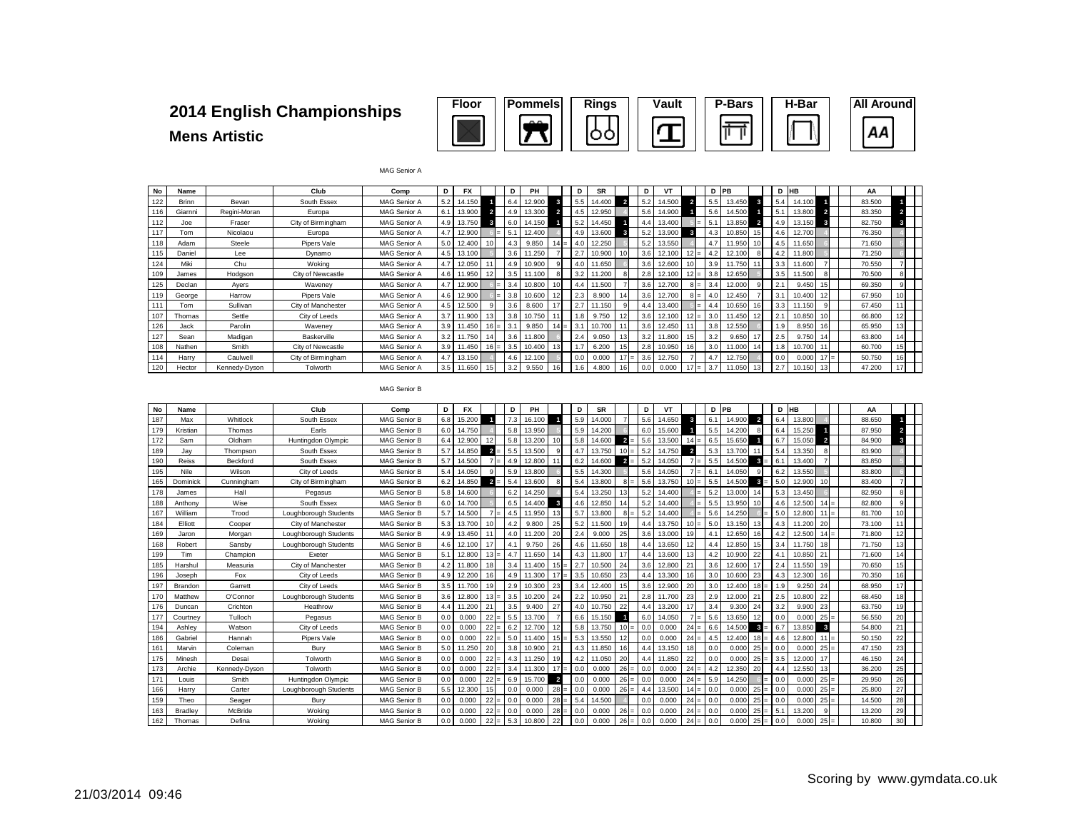# 2014 English Championships

## Mens Artistic

Floor | Pommels | Rings | Vault | P-Bars | H-Bar | All Around

MAG Senior A

| No | Name | | Club | Comp | D | FX | | D | PH | | D | SR | | D | VT | | D | PB | | D | HB | | AA | |
|---|---|---|---|---|---|---|---|---|---|---|---|---|---|---|---|---|---|---|---|---|---|---|---|---|
| 122 | Brinn | Bevan | South Essex | MAG Senior A | 5.2 | 14.150 | 1 | 6.4 | 12.900 | 3 | 5.5 | 14.400 | 2 | 5.2 | 14.500 | 2 | 5.5 | 13.450 | 3 | 5.4 | 14.100 | 1 | 83.500 | 1 |
| 116 | Giarnni | Regini-Moran | Europa | MAG Senior A | 6.1 | 13.900 | 2 | 4.9 | 13.300 | 2 | 4.5 | 12.950 | 4 | 5.6 | 14.900 | 1 | 5.6 | 14.500 | 1 | 5.1 | 13.800 | 2 | 83.350 | 2 |
| 112 | Joe | Fraser | City of Birmingham | MAG Senior A | 4.9 | 13.750 | 3 | 6.0 | 14.150 | 1 | 5.2 | 14.450 | 1 | 4.4 | 13.400 | 5 = | 5.1 | 13.850 | 2 | 4.9 | 13.150 | 3 | 82.750 | 3 |
| 117 | Tom | Nicolaou | Europa | MAG Senior A | 4.7 | 12.900 | 5 = | 5.1 | 12.400 | 4 | 4.9 | 13.600 | 3 | 5.2 | 13.900 | 3 | 4.3 | 10.850 | 15 | 4.6 | 12.700 | 4 | 76.350 | 4 |
| 118 | Adam | Steele | Pipers Vale | MAG Senior A | 5.0 | 12.400 | 10 | 4.3 | 9.850 | 14 = | 4.0 | 12.250 | 5 | 5.2 | 13.550 | 4 | 4.7 | 11.950 | 10 | 4.5 | 11.650 | 6 | 71.650 | 5 |
| 115 | Daniel | Lee | Dynamo | MAG Senior A | 4.5 | 13.100 | 5 | 3.6 | 11.250 | 7 | 2.7 | 10.900 | 10 | 3.6 | 12.100 | 12 = | 4.2 | 12.100 | 8 | 4.2 | 11.800 | 5 | 71.250 | 6 |
| 124 | Miki | Chu | Woking | MAG Senior A | 4.7 | 12.050 | 11 | 4.9 | 10.900 | 9 | 4.0 | 11.650 | 6 | 3.6 | 12.600 | 10 | 3.9 | 11.750 | 11 | 3.3 | 11.600 | 7 | 70.550 | 7 |
| 109 | James | Hodgson | City of Newcastle | MAG Senior A | 4.6 | 11.950 | 12 | 3.5 | 11.100 | 8 | 3.2 | 11.200 | 8 | 2.8 | 12.100 | 12 = | 3.8 | 12.650 | 5 | 3.5 | 11.500 | 8 | 70.500 | 8 |
| 125 | Declan | Ayers | Waveney | MAG Senior A | 4.7 | 12.900 | 5 = | 3.4 | 10.800 | 10 | 4.4 | 11.500 | 7 | 3.6 | 12.700 | 8 = | 3.4 | 12.000 | 9 | 2.1 | 9.450 | 15 | 69.350 | 9 |
| 119 | George | Harrow | Pipers Vale | MAG Senior A | 4.6 | 12.900 | 5 = | 3.8 | 10.600 | 12 | 2.3 | 8.900 | 14 | 3.6 | 12.700 | 8 = | 4.0 | 12.450 | 7 | 3.1 | 10.400 | 12 | 67.950 | 10 |
| 111 | Tom | Sullivan | City of Manchester | MAG Senior A | 4.5 | 12.500 | 9 | 3.6 | 8.600 | 17 | 2.7 | 11.150 | 9 | 4.4 | 13.400 | 5 = | 4.4 | 10.650 | 16 | 3.3 | 11.150 | 9 | 67.450 | 11 |
| 107 | Thomas | Settle | City of Leeds | MAG Senior A | 3.7 | 11.900 | 13 | 3.8 | 10.750 | 11 | 1.8 | 9.750 | 12 | 3.6 | 12.100 | 12 = | 3.0 | 11.450 | 12 | 2.1 | 10.850 | 10 | 66.800 | 12 |
| 126 | Jack | Parolin | Waveney | MAG Senior A | 3.9 | 11.450 | 16 = | 3.1 | 9.850 | 14 = | 3.1 | 10.700 | 11 | 3.6 | 12.450 | 11 | 3.8 | 12.550 | 6 | 1.9 | 8.950 | 16 | 65.950 | 13 |
| 127 | Sean | Madigan | Baskerville | MAG Senior A | 3.2 | 11.750 | 14 | 3.6 | 11.800 | 6 | 2.4 | 9.050 | 13 | 3.2 | 11.800 | 15 | 3.2 | 9.650 | 17 | 2.5 | 9.750 | 14 | 63.800 | 14 |
| 108 | Nathen | Smith | City of Newcastle | MAG Senior A | 3.9 | 11.450 | 16 = | 3.5 | 10.400 | 13 | 1.7 | 6.200 | 15 | 2.8 | 10.950 | 16 | 3.0 | 11.000 | 14 | 1.8 | 10.700 | 11 | 60.700 | 15 |
| 114 | Harry | Caulwell | City of Birmingham | MAG Senior A | 4.7 | 13.150 | 4 | 4.6 | 12.100 | 5 | 0.0 | 0.000 | 17 = | 3.6 | 12.750 | 7 | 4.7 | 12.750 | 4 | 0.0 | 0.000 | 17 = | 50.750 | 16 |
| 120 | Hector | Kennedy-Dyson | Tolworth | MAG Senior A | 3.5 | 11.650 | 15 | 3.2 | 9.550 | 16 | 1.6 | 4.800 | 16 | 0.0 | 0.000 | 17 = | 3.7 | 11.050 | 13 | 2.7 | 10.150 | 13 | 47.200 | 17 |

MAG Senior B

| No | Name | | Club | Comp | D | FX | | D | PH | | D | SR | | D | VT | | D | PB | | D | HB | | AA | |
|---|---|---|---|---|---|---|---|---|---|---|---|---|---|---|---|---|---|---|---|---|---|---|---|---|
| 187 | Max | Whitlock | South Essex | MAG Senior B | 6.8 | 15.200 | 1 | 7.3 | 16.100 | 1 | 5.9 | 14.000 | 7 | 5.6 | 14.650 | 3 | 6.1 | 14.900 | 2 | 6.4 | 13.800 | 4 | 88.650 | 1 |
| 179 | Kristian | Thomas | Earls | MAG Senior B | 6.0 | 14.750 | 4 | 5.8 | 13.950 | 5 | 5.9 | 14.200 | 6 | 6.0 | 15.600 | 1 | 5.5 | 14.200 | 8 | 6.4 | 15.250 | 1 | 87.950 | 2 |
| 172 | Sam | Oldham | Huntingdon Olympic | MAG Senior B | 6.4 | 12.900 | 12 | 5.8 | 13.200 | 10 | 5.8 | 14.600 | 2 = | 5.6 | 13.500 | 14 = | 6.5 | 15.650 | 1 | 6.7 | 15.050 | 2 | 84.900 | 3 |
| 189 | Jay | Thompson | South Essex | MAG Senior B | 5.7 | 14.850 | 2 = | 5.5 | 13.500 | 9 | 4.7 | 13.750 | 10 = | 5.2 | 14.750 | 2 | 5.3 | 13.700 | 11 | 5.4 | 13.350 | 8 | 83.900 | 4 |
| 190 | Reiss | Beckford | South Essex | MAG Senior B | 5.7 | 14.500 | 7 = | 4.9 | 12.800 | 11 | 6.2 | 14.600 | 2 = | 5.2 | 14.050 | 7 = | 5.5 | 14.500 | 3 = | 6.1 | 13.400 | 7 | 83.850 | 5 |
| 195 | Nile | Wilson | City of Leeds | MAG Senior B | 5.4 | 14.050 | 9 | 5.9 | 13.800 | 6 | 5.5 | 14.300 | 5 | 5.6 | 14.050 | 7 = | 6.1 | 14.050 | 9 | 6.2 | 13.550 | 5 | 83.800 | 6 |
| 165 | Dominick | Cunningham | City of Birmingham | MAG Senior B | 6.2 | 14.850 | 2 = | 5.4 | 13.600 | 8 | 5.4 | 13.800 | 8 = | 5.6 | 13.750 | 10 = | 5.5 | 14.500 | 3 = | 5.0 | 12.900 | 10 | 83.400 | 7 |
| 178 | James | Hall | Pegasus | MAG Senior B | 5.8 | 14.600 | 6 | 6.2 | 14.250 | 4 | 5.4 | 13.250 | 13 | 5.2 | 14.400 | 4 = | 5.2 | 13.000 | 14 | 5.3 | 13.450 | 6 | 82.950 | 8 |
| 188 | Anthony | Wise | South Essex | MAG Senior B | 6.0 | 14.700 | 5 | 6.5 | 14.400 | 3 | 4.6 | 12.850 | 14 | 5.2 | 14.400 | 4 = | 5.5 | 13.950 | 10 | 4.6 | 12.500 | 14 = | 82.800 | 9 |
| 167 | William | Trood | Loughborough Students | MAG Senior B | 5.7 | 14.500 | 7 = | 4.5 | 11.950 | 13 | 5.7 | 13.800 | 8 = | 5.2 | 14.400 | 4 = | 5.6 | 14.250 | 6 = | 5.0 | 12.800 | 11 = | 81.700 | 10 |
| 184 | Elliott | Cooper | City of Manchester | MAG Senior B | 5.3 | 13.700 | 10 | 4.2 | 9.800 | 25 | 5.2 | 11.500 | 19 | 4.4 | 13.750 | 10 = | 5.0 | 13.150 | 13 | 4.3 | 11.200 | 20 | 73.100 | 11 |
| 169 | Jaron | Morgan | Loughborough Students | MAG Senior B | 4.9 | 13.450 | 11 | 4.0 | 11.200 | 20 | 2.4 | 9.000 | 25 | 3.6 | 13.000 | 19 | 4.1 | 12.650 | 16 | 4.2 | 12.500 | 14 = | 71.800 | 12 |
| 168 | Robert | Sansby | Loughborough Students | MAG Senior B | 4.6 | 12.100 | 17 | 4.1 | 9.750 | 26 | 4.6 | 11.650 | 18 | 4.4 | 13.650 | 12 | 4.4 | 12.850 | 15 | 3.4 | 11.750 | 18 | 71.750 | 13 |
| 199 | Tim | Champion | Exeter | MAG Senior B | 5.1 | 12.800 | 13 = | 4.7 | 11.650 | 14 | 4.3 | 11.800 | 17 | 4.4 | 13.600 | 13 | 4.2 | 10.900 | 22 | 4.1 | 10.850 | 21 | 71.600 | 14 |
| 185 | Harshul | Measuria | City of Manchester | MAG Senior B | 4.2 | 11.800 | 18 | 3.4 | 11.400 | 15 = | 2.7 | 10.500 | 24 | 3.6 | 12.800 | 21 | 3.6 | 12.600 | 17 | 2.4 | 11.550 | 19 | 70.650 | 15 |
| 196 | Joseph | Fox | City of Leeds | MAG Senior B | 4.9 | 12.200 | 16 | 4.9 | 11.300 | 17 = | 3.5 | 10.650 | 23 | 4.4 | 13.300 | 16 | 3.0 | 10.600 | 23 | 4.3 | 12.300 | 16 | 70.350 | 16 |
| 197 | Brandon | Garrett | City of Leeds | MAG Senior B | 3.5 | 11.700 | 19 | 2.9 | 10.300 | 23 | 3.4 | 12.400 | 15 | 3.6 | 12.900 | 20 | 3.0 | 12.400 | 18 = | 1.9 | 9.250 | 24 | 68.950 | 17 |
| 170 | Matthew | O'Connor | Loughborough Students | MAG Senior B | 3.6 | 12.800 | 13 = | 3.5 | 10.200 | 24 | 2.2 | 10.950 | 21 | 2.8 | 11.700 | 23 | 2.9 | 12.000 | 21 | 2.5 | 10.800 | 22 | 68.450 | 18 |
| 176 | Duncan | Crichton | Heathrow | MAG Senior B | 4.4 | 11.200 | 21 | 3.5 | 9.400 | 27 | 4.0 | 10.750 | 22 | 4.4 | 13.200 | 17 | 3.4 | 9.300 | 24 | 3.2 | 9.900 | 23 | 63.750 | 19 |
| 177 | Courtney | Tulloch | Pegasus | MAG Senior B | 0.0 | 0.000 | 22 = | 5.5 | 13.700 | 7 | 6.6 | 15.150 | 1 | 6.0 | 14.050 | 7 = | 5.6 | 13.650 | 12 | 0.0 | 0.000 | 25 = | 56.550 | 20 |
| 194 | Ashley | Watson | City of Leeds | MAG Senior B | 0.0 | 0.000 | 22 = | 6.2 | 12.700 | 12 | 5.8 | 13.750 | 10 = | 0.0 | 0.000 | 24 = | 6.6 | 14.500 | 3 = | 6.7 | 13.850 | 3 | 54.800 | 21 |
| 186 | Gabriel | Hannah | Pipers Vale | MAG Senior B | 0.0 | 0.000 | 22 = | 5.0 | 11.400 | 15 = | 5.3 | 13.550 | 12 | 0.0 | 0.000 | 24 = | 4.5 | 12.400 | 18 = | 4.6 | 12.800 | 11 = | 50.150 | 22 |
| 161 | Marvin | Coleman | Bury | MAG Senior B | 5.0 | 11.250 | 20 | 3.8 | 10.900 | 21 | 4.3 | 11.850 | 16 | 4.4 | 13.150 | 18 | 0.0 | 0.000 | 25 = | 0.0 | 0.000 | 25 = | 47.150 | 23 |
| 175 | Minesh | Desai | Tolworth | MAG Senior B | 0.0 | 0.000 | 22 = | 4.3 | 11.250 | 19 | 4.2 | 11.050 | 20 | 4.4 | 11.850 | 22 | 0.0 | 0.000 | 25 = | 3.5 | 12.000 | 17 | 46.150 | 24 |
| 173 | Archie | Kennedy-Dyson | Tolworth | MAG Senior B | 0.0 | 0.000 | 22 = | 3.4 | 11.300 | 17 = | 0.0 | 0.000 | 26 = | 0.0 | 0.000 | 24 = | 4.2 | 12.350 | 20 | 4.4 | 12.550 | 13 | 36.200 | 25 |
| 171 | Louis | Smith | Huntingdon Olympic | MAG Senior B | 0.0 | 0.000 | 22 = | 6.9 | 15.700 | 2 | 0.0 | 0.000 | 26 = | 0.0 | 0.000 | 24 = | 5.9 | 14.250 | 6 = | 0.0 | 0.000 | 25 = | 29.950 | 26 |
| 166 | Harry | Carter | Loughborough Students | MAG Senior B | 5.5 | 12.300 | 15 | 0.0 | 0.000 | 28 = | 0.0 | 0.000 | 26 = | 4.4 | 13.500 | 14 = | 0.0 | 0.000 | 25 = | 0.0 | 0.000 | 25 = | 25.800 | 27 |
| 159 | Theo | Seager | Bury | MAG Senior B | 0.0 | 0.000 | 22 = | 0.0 | 0.000 | 28 = | 5.4 | 14.500 | 4 | 0.0 | 0.000 | 24 = | 0.0 | 0.000 | 25 = | 0.0 | 0.000 | 25 = | 14.500 | 28 |
| 163 | Bradley | McBride | Woking | MAG Senior B | 0.0 | 0.000 | 22 = | 0.0 | 0.000 | 28 = | 0.0 | 0.000 | 26 = | 0.0 | 0.000 | 24 = | 0.0 | 0.000 | 25 = | 5.1 | 13.200 | 9 | 13.200 | 29 |
| 162 | Thomas | Defina | Woking | MAG Senior B | 0.0 | 0.000 | 22 = | 5.3 | 10.800 | 22 | 0.0 | 0.000 | 26 = | 0.0 | 0.000 | 24 = | 0.0 | 0.000 | 25 = | 0.0 | 0.000 | 25 = | 10.800 | 30 |

21/03/2014 09:46

Scoring by www.gymdata.co.uk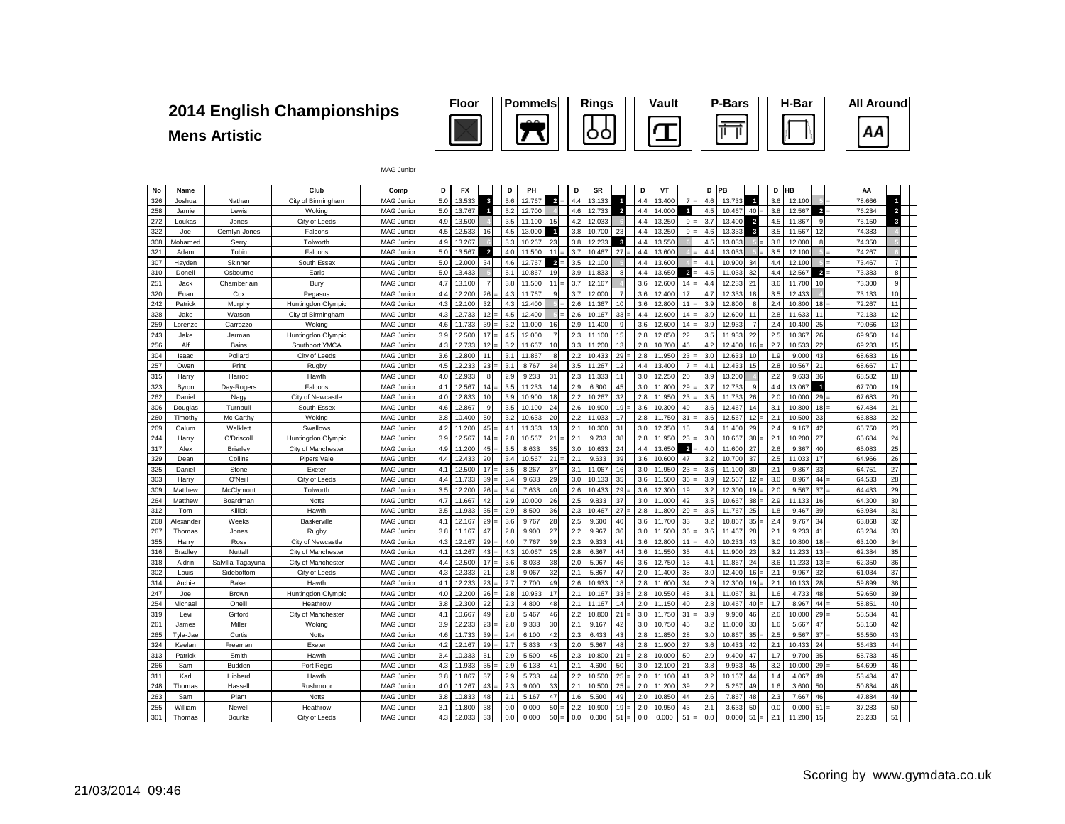# 2014 English Championships

## Mens Artistic

Floor | Pommels | Rings | Vault | P-Bars | H-Bar | All Around

MAG Junior

| No | Name | | Club | Comp | D | FX | | D | PH | | D | SR | | D | VT | | D | PB | | D | HB | | AA | |
|---|---|---|---|---|---|---|---|---|---|---|---|---|---|---|---|---|---|---|---|---|---|---|---|---|
| 326 | Joshua | Nathan | City of Birmingham | MAG Junior | 5.0 | 13.533 | 3 | 5.6 | 12.767 | 2 = | 4.4 | 13.133 | 1 | 4.4 | 13.400 | 7 = | 4.6 | 13.733 | 1 | 3.6 | 12.100 | 5 = | 78.666 | 1 |
| 258 | Jamie | Lewis | Woking | MAG Junior | 5.0 | 13.767 | 1 | 5.2 | 12.700 | 4 | 4.6 | 12.733 | 2 | 4.4 | 14.000 | 1 | 4.5 | 10.467 | 40 = | 3.8 | 12.567 | 2 = | 76.234 | 2 |
| 272 | Loukas | Jones | City of Leeds | MAG Junior | 4.9 | 13.500 | 4 | 3.5 | 11.100 | 15 | 4.2 | 12.033 | 6 | 4.4 | 13.250 | 9 = | 3.7 | 13.400 | 2 | 4.5 | 11.867 | 9 | 75.150 | 3 |
| 322 | Joe | Cemlyn-Jones | Falcons | MAG Junior | 4.5 | 12.533 | 16 | 4.5 | 13.000 | 1 | 3.8 | 10.700 | 23 | 4.4 | 13.250 | 9 = | 4.6 | 13.333 | 3 | 3.5 | 11.567 | 12 | 74.383 | 4 |
| 308 | Mohamed | Serry | Tolworth | MAG Junior | 4.9 | 13.267 | 6 | 3.3 | 10.267 | 23 | 3.8 | 12.233 | 3 | 4.4 | 13.550 | 6 | 4.5 | 13.033 | 5 = | 3.8 | 12.000 | 8 | 74.350 | 5 |
| 321 | Adam | Tobin | Falcons | MAG Junior | 5.0 | 13.567 | 2 | 4.0 | 11.500 | 11 = | 3.7 | 10.467 | 27 = | 4.4 | 13.600 | 4 = | 4.4 | 13.033 | 5 = | 3.5 | 12.100 | 5 = | 74.267 | 6 |
| 307 | Hayden | Skinner | South Essex | MAG Junior | 5.0 | 12.000 | 34 | 4.6 | 12.767 | 2 = | 3.5 | 12.100 | 5 | 4.4 | 13.600 | 4 = | 4.1 | 10.900 | 34 | 4.4 | 12.100 | 5 = | 73.467 | 7 |
| 310 | Donell | Osbourne | Earls | MAG Junior | 5.0 | 13.433 | 5 | 5.1 | 10.867 | 19 | 3.9 | 11.833 | 8 | 4.4 | 13.650 | 2 = | 4.5 | 11.033 | 32 | 4.4 | 12.567 | 2 = | 73.383 | 8 |
| 251 | Jack | Chamberlain | Bury | MAG Junior | 4.7 | 13.100 | 7 | 3.8 | 11.500 | 11 = | 3.7 | 12.167 | 4 | 3.6 | 12.600 | 14 = | 4.4 | 12.233 | 21 | 3.6 | 11.700 | 10 | 73.300 | 9 |
| 320 | Euan | Cox | Pegasus | MAG Junior | 4.4 | 12.200 | 26 = | 4.3 | 11.767 | 9 | 3.7 | 12.000 | 7 | 3.6 | 12.400 | 17 | 4.7 | 12.333 | 18 | 3.5 | 12.433 | 4 | 73.133 | 10 |
| 242 | Patrick | Murphy | Huntingdon Olympic | MAG Junior | 4.3 | 12.100 | 32 | 4.3 | 12.400 | 5 = | 2.6 | 11.367 | 10 | 3.6 | 12.800 | 11 = | 3.9 | 12.800 | 8 | 2.4 | 10.800 | 18 = | 72.267 | 11 |
| 328 | Jake | Watson | City of Birmingham | MAG Junior | 4.3 | 12.733 | 12 = | 4.5 | 12.400 | 5 = | 2.6 | 10.167 | 33 = | 4.4 | 12.600 | 14 = | 3.9 | 12.600 | 11 | 2.8 | 11.633 | 11 | 72.133 | 12 |
| 259 | Lorenzo | Carrozzo | Woking | MAG Junior | 4.6 | 11.733 | 39 = | 3.2 | 11.000 | 16 | 2.9 | 11.400 | 9 | 3.6 | 12.600 | 14 = | 3.9 | 12.933 | 7 | 2.4 | 10.400 | 25 | 70.066 | 13 |
| 243 | Jake | Jarman | Huntingdon Olympic | MAG Junior | 3.9 | 12.500 | 17 = | 4.5 | 12.000 | 7 | 2.3 | 11.100 | 15 | 2.8 | 12.050 | 22 | 3.5 | 11.933 | 22 | 2.5 | 10.367 | 26 | 69.950 | 14 |
| 256 | Alf | Bains | Southport YMCA | MAG Junior | 4.3 | 12.233 | 23 = | 3.2 | 11.667 | 10 | 3.3 | 11.200 | 13 | 2.8 | 10.700 | 46 | 4.2 | 12.400 | 16 = | 2.7 | 10.533 | 22 | 69.233 | 15 |
| 304 | Isaac | Pollard | City of Leeds | MAG Junior | 3.6 | 12.800 | 11 | 3.1 | 11.867 | 8 | 2.2 | 10.433 | 29 = | 2.8 | 11.950 | 23 = | 3.0 | 12.633 | 10 | 1.9 | 9.000 | 43 | 68.683 | 16 |
| 257 | Owen | Print | Rugby | MAG Junior | 4.5 | 12.233 | 23 = | 3.1 | 8.767 | 34 | 3.5 | 11.267 | 12 | 4.4 | 13.400 | 7 = | 4.1 | 12.433 | 15 | 2.8 | 10.567 | 21 | 68.667 | 17 |
| 315 | Harry | Harrod | Hawth | MAG Junior | 4.0 | 12.933 | 8 | 2.9 | 9.233 | 31 | 2.3 | 11.333 | 11 | 3.0 | 12.250 | 20 | 3.9 | 13.200 | 4 | 2.2 | 9.633 | 36 | 68.582 | 18 |
| 323 | Byron | Day-Rogers | Falcons | MAG Junior | 4.1 | 12.567 | 14 = | 3.5 | 11.233 | 14 | 2.9 | 6.300 | 45 | 3.0 | 11.800 | 29 = | 3.7 | 12.733 | 9 | 4.4 | 13.067 | 1 | 67.700 | 19 |
| 262 | Daniel | Nagy | City of Newcastle | MAG Junior | 4.0 | 12.833 | 10 | 3.9 | 10.900 | 18 | 2.2 | 10.267 | 32 | 2.8 | 11.950 | 23 = | 3.5 | 11.733 | 26 | 2.0 | 10.000 | 29 = | 67.683 | 20 |
| 306 | Douglas | Turnbull | South Essex | MAG Junior | 4.6 | 12.867 | 9 | 3.5 | 10.100 | 24 | 2.6 | 10.900 | 19 = | 3.6 | 10.300 | 49 | 3.6 | 12.467 | 14 | 3.1 | 10.800 | 18 = | 67.434 | 21 |
| 260 | Timothy | Mc Carthy | Woking | MAG Junior | 3.8 | 10.400 | 50 | 3.2 | 10.633 | 20 | 2.2 | 11.033 | 17 | 2.8 | 11.750 | 31 = | 3.6 | 12.567 | 12 = | 2.1 | 10.500 | 23 | 66.883 | 22 |
| 269 | Calum | Walklett | Swallows | MAG Junior | 4.2 | 11.200 | 45 = | 4.1 | 11.333 | 13 | 2.1 | 10.300 | 31 | 3.0 | 12.350 | 18 | 3.4 | 11.400 | 29 | 2.4 | 9.167 | 42 | 65.750 | 23 |
| 244 | Harry | O'Driscoll | Huntingdon Olympic | MAG Junior | 3.9 | 12.567 | 14 = | 2.8 | 10.567 | 21 = | 2.1 | 9.733 | 38 | 2.8 | 11.950 | 23 = | 3.0 | 10.667 | 38 = | 2.1 | 10.200 | 27 | 65.684 | 24 |
| 317 | Alex | Brierley | City of Manchester | MAG Junior | 4.9 | 11.200 | 45 = | 3.5 | 8.633 | 35 | 3.0 | 10.633 | 24 | 4.4 | 13.650 | 2 = | 4.0 | 11.600 | 27 | 2.6 | 9.367 | 40 | 65.083 | 25 |
| 329 | Dean | Collins | Pipers Vale | MAG Junior | 4.4 | 12.433 | 20 | 3.4 | 10.567 | 21 = | 2.1 | 9.633 | 39 | 3.6 | 10.600 | 47 | 3.2 | 10.700 | 37 | 2.5 | 11.033 | 17 | 64.966 | 26 |
| 325 | Daniel | Stone | Exeter | MAG Junior | 4.1 | 12.500 | 17 = | 3.5 | 8.267 | 37 | 3.1 | 11.067 | 16 | 3.0 | 11.950 | 23 = | 3.6 | 11.100 | 30 | 2.1 | 9.867 | 33 | 64.751 | 27 |
| 303 | Harry | O'Neill | City of Leeds | MAG Junior | 4.4 | 11.733 | 39 = | 3.4 | 9.633 | 29 | 3.0 | 10.133 | 35 | 3.6 | 11.500 | 36 = | 3.9 | 12.567 | 12 = | 3.0 | 8.967 | 44 = | 64.533 | 28 |
| 309 | Matthew | McClymont | Tolworth | MAG Junior | 3.5 | 12.200 | 26 = | 3.4 | 7.633 | 40 | 2.6 | 10.433 | 29 = | 3.6 | 12.300 | 19 | 3.2 | 12.300 | 19 = | 2.0 | 9.567 | 37 = | 64.433 | 29 |
| 264 | Matthew | Boardman | Notts | MAG Junior | 4.7 | 11.667 | 42 | 2.9 | 10.000 | 26 | 2.5 | 9.833 | 37 | 3.0 | 11.000 | 42 | 3.5 | 10.667 | 38 = | 2.9 | 11.133 | 16 | 64.300 | 30 |
| 312 | Tom | Killick | Hawth | MAG Junior | 3.5 | 11.933 | 35 = | 2.9 | 8.500 | 36 | 2.3 | 10.467 | 27 = | 2.8 | 11.800 | 29 = | 3.5 | 11.767 | 25 | 1.8 | 9.467 | 39 | 63.934 | 31 |
| 268 | Alexander | Weeks | Baskerville | MAG Junior | 4.1 | 12.167 | 29 = | 3.6 | 9.767 | 28 | 2.5 | 9.600 | 40 | 3.6 | 11.700 | 33 | 3.2 | 10.867 | 35 = | 2.4 | 9.767 | 34 | 63.868 | 32 |
| 267 | Thomas | Jones | Rugby | MAG Junior | 3.8 | 11.167 | 47 | 2.8 | 9.900 | 27 | 2.2 | 9.967 | 36 | 3.0 | 11.500 | 36 = | 3.6 | 11.467 | 28 | 2.1 | 9.233 | 41 | 63.234 | 33 |
| 355 | Harry | Ross | City of Newcastle | MAG Junior | 4.3 | 12.167 | 29 = | 4.0 | 7.767 | 39 | 2.3 | 9.333 | 41 | 3.6 | 12.800 | 11 = | 4.0 | 10.233 | 43 | 3.0 | 10.800 | 18 = | 63.100 | 34 |
| 316 | Bradley | Nuttall | City of Manchester | MAG Junior | 4.1 | 11.267 | 43 = | 4.3 | 10.067 | 25 | 2.8 | 6.367 | 44 | 3.6 | 11.550 | 35 | 4.1 | 11.900 | 23 | 3.2 | 11.233 | 13 = | 62.384 | 35 |
| 318 | Aldrin | Salvilla-Tagayuna | City of Manchester | MAG Junior | 4.4 | 12.500 | 17 = | 3.6 | 8.033 | 38 | 2.0 | 5.967 | 46 | 3.6 | 12.750 | 13 | 4.1 | 11.867 | 24 | 3.6 | 11.233 | 13 = | 62.350 | 36 |
| 302 | Louis | Sidebottom | City of Leeds | MAG Junior | 4.3 | 12.333 | 21 | 2.8 | 9.067 | 32 | 2.1 | 5.867 | 47 | 2.0 | 11.400 | 38 | 3.0 | 12.400 | 16 = | 2.1 | 9.967 | 32 | 61.034 | 37 |
| 314 | Archie | Baker | Hawth | MAG Junior | 4.1 | 12.233 | 23 = | 2.7 | 2.700 | 49 | 2.6 | 10.933 | 18 | 2.8 | 11.600 | 34 | 2.9 | 12.300 | 19 = | 2.1 | 10.133 | 28 | 59.899 | 38 |
| 247 | Joe | Brown | Huntingdon Olympic | MAG Junior | 4.0 | 12.200 | 26 = | 2.8 | 10.933 | 17 | 2.1 | 10.167 | 33 = | 2.8 | 10.550 | 48 | 3.1 | 11.067 | 31 | 1.6 | 4.733 | 48 | 59.650 | 39 |
| 254 | Michael | Oneill | Heathrow | MAG Junior | 3.8 | 12.300 | 22 | 2.3 | 4.800 | 48 | 2.1 | 11.167 | 14 | 2.0 | 11.150 | 40 | 2.8 | 10.467 | 40 = | 1.7 | 8.967 | 44 = | 58.851 | 40 |
| 319 | Levi | Gifford | City of Manchester | MAG Junior | 4.1 | 10.667 | 49 | 2.8 | 5.467 | 46 | 2.2 | 10.800 | 21 = | 3.0 | 11.750 | 31 = | 3.9 | 9.900 | 46 | 2.6 | 10.000 | 29 = | 58.584 | 41 |
| 261 | James | Miller | Woking | MAG Junior | 3.9 | 12.233 | 23 = | 2.8 | 9.333 | 30 | 2.1 | 9.167 | 42 | 3.0 | 10.750 | 45 | 3.2 | 11.000 | 33 | 1.6 | 5.667 | 47 | 58.150 | 42 |
| 265 | Tyla-Jae | Curtis | Notts | MAG Junior | 4.6 | 11.733 | 39 = | 2.4 | 6.100 | 42 | 2.3 | 6.433 | 43 | 2.8 | 11.850 | 28 | 3.0 | 10.867 | 35 = | 2.5 | 9.567 | 37 = | 56.550 | 43 |
| 324 | Keelan | Freeman | Exeter | MAG Junior | 4.2 | 12.167 | 29 = | 2.7 | 5.833 | 43 | 2.0 | 5.667 | 48 | 2.8 | 11.900 | 27 | 3.6 | 10.433 | 42 | 2.1 | 10.433 | 24 | 56.433 | 44 |
| 313 | Patrick | Smith | Hawth | MAG Junior | 3.4 | 10.333 | 51 | 2.9 | 5.500 | 45 | 2.3 | 10.800 | 21 = | 2.8 | 10.000 | 50 | 2.9 | 9.400 | 47 | 1.7 | 9.700 | 35 | 55.733 | 45 |
| 266 | Sam | Budden | Port Regis | MAG Junior | 4.3 | 11.933 | 35 = | 2.9 | 6.133 | 41 | 2.1 | 4.600 | 50 | 3.0 | 12.100 | 21 | 3.8 | 9.933 | 45 | 3.2 | 10.000 | 29 = | 54.699 | 46 |
| 311 | Karl | Hibberd | Hawth | MAG Junior | 3.8 | 11.867 | 37 | 2.9 | 5.733 | 44 | 2.2 | 10.500 | 25 = | 2.0 | 11.100 | 41 | 3.2 | 10.167 | 44 | 1.4 | 4.067 | 49 | 53.434 | 47 |
| 248 | Thomas | Hassell | Rushmoor | MAG Junior | 4.0 | 11.267 | 43 = | 2.3 | 9.000 | 33 | 2.1 | 10.500 | 25 = | 2.0 | 11.200 | 39 | 2.2 | 5.267 | 49 | 1.6 | 3.600 | 50 | 50.834 | 48 |
| 263 | Sam | Plant | Notts | MAG Junior | 3.8 | 10.833 | 48 | 2.1 | 5.167 | 47 | 1.6 | 5.500 | 49 | 2.0 | 10.850 | 44 | 2.6 | 7.867 | 48 | 2.3 | 7.667 | 46 | 47.884 | 49 |
| 255 | William | Newell | Heathrow | MAG Junior | 3.1 | 11.800 | 38 | 0.0 | 0.000 | 50 = | 2.2 | 10.900 | 19 = | 2.0 | 10.950 | 43 | 2.1 | 3.633 | 50 | 0.0 | 0.000 | 51 = | 37.283 | 50 |
| 301 | Thomas | Bourke | City of Leeds | MAG Junior | 4.3 | 12.033 | 33 | 0.0 | 0.000 | 50 = | 0.0 | 0.000 | 51 = | 0.0 | 0.000 | 51 = | 0.0 | 0.000 | 51 = | 2.1 | 11.200 | 15 | 23.233 | 51 |

Scoring by www.gymdata.co.uk

21/03/2014 09:46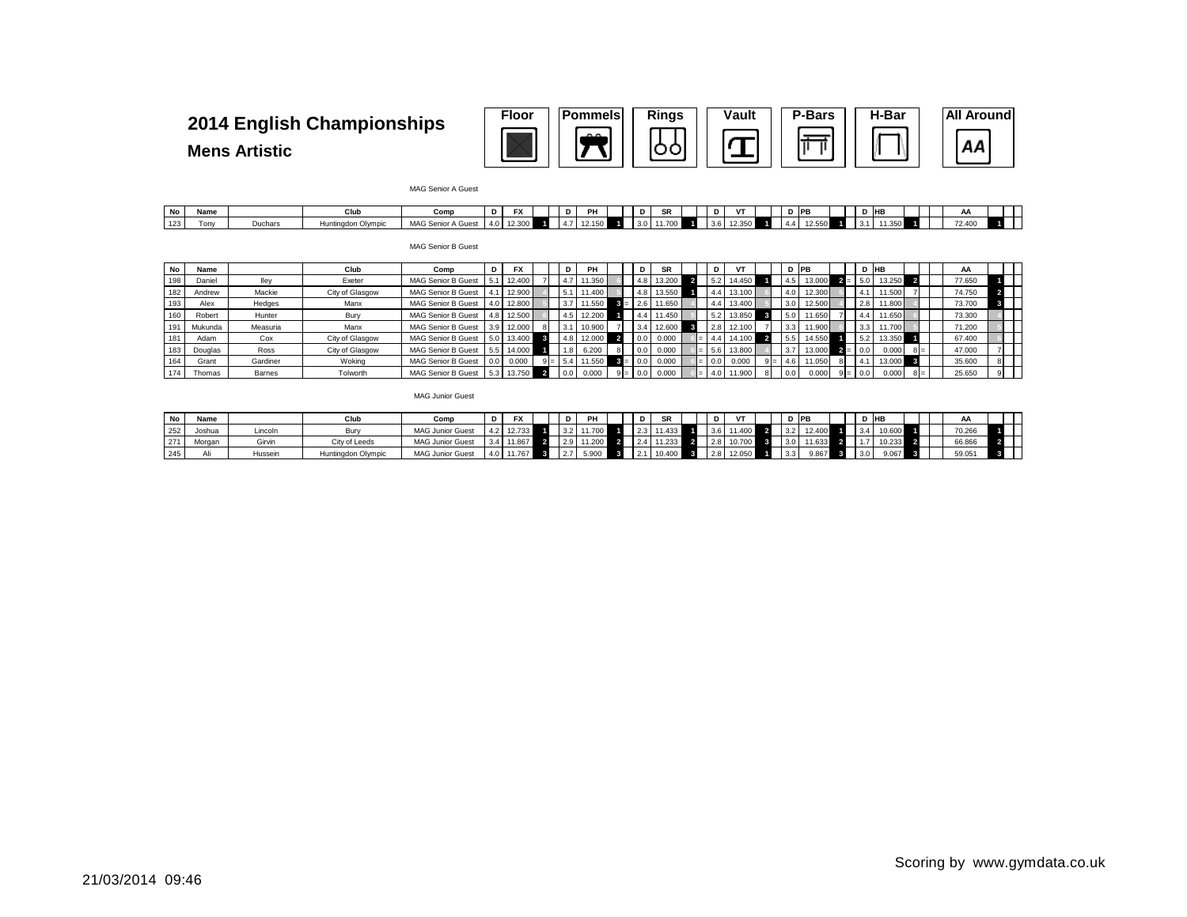# 2014 English Championships

## Mens Artistic

Floor | Pommels | Rings | Vault | P-Bars | H-Bar | All Around

MAG Senior A Guest

| No | Name | | Club | Comp | D | FX | | D | PH | | D | SR | | D | VT | | D | PB | | D | HB | | AA | |
|---|---|---|---|---|---|---|---|---|---|---|---|---|---|---|---|---|---|---|---|---|---|---|---|---|
| 123 | Tony | Duchars | Huntingdon Olympic | MAG Senior A Guest | 4.0 | 12.300 | 1 | 4.7 | 12.150 | 1 | 3.0 | 11.700 | 1 | 3.6 | 12.350 | 1 | 4.4 | 12.550 | 1 | 3.1 | 11.350 | 1 | 72.400 | 1 |

MAG Senior B Guest

| No | Name | | Club | Comp | D | FX | | D | PH | | D | SR | | D | VT | | D | PB | | D | HB | | AA | |
|---|---|---|---|---|---|---|---|---|---|---|---|---|---|---|---|---|---|---|---|---|---|---|---|---|
| 198 | Daniel | Iley | Exeter | MAG Senior B Guest | 5.1 | 12.400 | 7 | 4.7 | 11.350 | 6 | 4.8 | 13.200 | 2 | 5.2 | 14.450 | 1 | 4.5 | 13.000 | 2 = | 5.0 | 13.250 | 2 | 77.650 | 1 |
| 182 | Andrew | Mackie | City of Glasgow | MAG Senior B Guest | 4.1 | 12.900 | 4 | 5.1 | 11.400 | 5 | 4.8 | 13.550 | 1 | 4.4 | 13.100 | 6 | 4.0 | 12.300 | 5 | 4.1 | 11.500 | 7 | 74.750 | 2 |
| 193 | Alex | Hedges | Manx | MAG Senior B Guest | 4.0 | 12.800 | 5 | 3.7 | 11.550 | 3 = | 2.6 | 11.650 | 4 | 4.4 | 13.400 | 5 | 3.0 | 12.500 | 4 | 2.8 | 11.800 | 4 | 73.700 | 3 |
| 160 | Robert | Hunter | Bury | MAG Senior B Guest | 4.8 | 12.500 | 6 | 4.5 | 12.200 | 1 | 4.4 | 11.450 | 5 | 5.2 | 13.850 | 3 | 5.0 | 11.650 | 7 | 4.4 | 11.650 | 6 | 73.300 | 4 |
| 191 | Mukunda | Measuria | Manx | MAG Senior B Guest | 3.9 | 12.000 | 8 | 3.1 | 10.900 | 7 | 3.4 | 12.600 | 3 | 2.8 | 12.100 | 7 | 3.3 | 11.900 | 6 | 3.3 | 11.700 | 5 | 71.200 | 5 |
| 181 | Adam | Cox | City of Glasgow | MAG Senior B Guest | 5.0 | 13.400 | 3 | 4.8 | 12.000 | 2 | 0.0 | 0.000 | 6 = | 4.4 | 14.100 | 2 | 5.5 | 14.550 | 1 | 5.2 | 13.350 | 1 | 67.400 | 6 |
| 183 | Douglas | Ross | City of Glasgow | MAG Senior B Guest | 5.5 | 14.000 | 1 | 1.8 | 6.200 | 8 | 0.0 | 0.000 | 6 = | 5.6 | 13.800 | 4 | 3.7 | 13.000 | 2 = | 0.0 | 0.000 | 8 = | 47.000 | 7 |
| 164 | Grant | Gardiner | Woking | MAG Senior B Guest | 0.0 | 0.000 | 9 = | 5.4 | 11.550 | 3 = | 0.0 | 0.000 | 6 = | 0.0 | 0.000 | 9 = | 4.6 | 11.050 | 8 | 4.1 | 13.000 | 3 | 35.600 | 8 |
| 174 | Thomas | Barnes | Tolworth | MAG Senior B Guest | 5.3 | 13.750 | 2 | 0.0 | 0.000 | 9 = | 0.0 | 0.000 | 6 = | 4.0 | 11.900 | 8 | 0.0 | 0.000 | 9 = | 0.0 | 0.000 | 8 = | 25.650 | 9 |

MAG Junior Guest

| No | Name | | Club | Comp | D | FX | | D | PH | | D | SR | | D | VT | | D | PB | | D | HB | | AA | |
|---|---|---|---|---|---|---|---|---|---|---|---|---|---|---|---|---|---|---|---|---|---|---|---|---|
| 252 | Joshua | Lincoln | Bury | MAG Junior Guest | 4.2 | 12.733 | 1 | 3.2 | 11.700 | 1 | 2.3 | 11.433 | 1 | 3.6 | 11.400 | 2 | 3.2 | 12.400 | 1 | 3.4 | 10.600 | 1 | 70.266 | 1 |
| 271 | Morgan | Girvin | City of Leeds | MAG Junior Guest | 3.4 | 11.867 | 2 | 2.9 | 11.200 | 2 | 2.4 | 11.233 | 2 | 2.8 | 10.700 | 3 | 3.0 | 11.633 | 2 | 1.7 | 10.233 | 2 | 66.866 | 2 |
| 245 | Ali | Hussein | Huntingdon Olympic | MAG Junior Guest | 4.0 | 11.767 | 3 | 2.7 | 5.900 | 3 | 2.1 | 10.400 | 3 | 2.8 | 12.050 | 1 | 3.3 | 9.867 | 3 | 3.0 | 9.067 | 3 | 59.051 | 3 |

Scoring by www.gymdata.co.uk

21/03/2014 09:46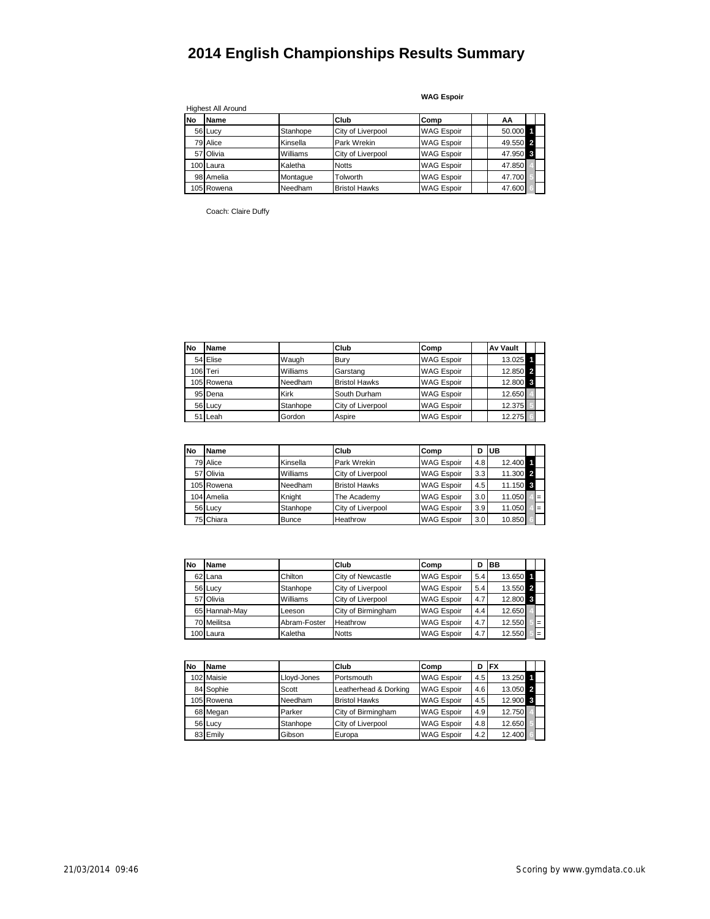# 2014 English Championships Results Summary

**WAG Espoir**

Highest All Around

| No | Name | | Club | Comp | | AA | | |
|---|---|---|---|---|---|---|---|---|
| 56 | Lucy | Stanhope | City of Liverpool | WAG Espoir | | 50.000 | 1 | |
| 79 | Alice | Kinsella | Park Wrekin | WAG Espoir | | 49.550 | 2 | |
| 57 | Olivia | Williams | City of Liverpool | WAG Espoir | | 47.950 | 3 | |
| 100 | Laura | Kaletha | Notts | WAG Espoir | | 47.850 | 4 | |
| 98 | Amelia | Montague | Tolworth | WAG Espoir | | 47.700 | 5 | |
| 105 | Rowena | Needham | Bristol Hawks | WAG Espoir | | 47.600 | 6 | |

Coach: Claire Duffy

| No | Name | | Club | Comp | | Av Vault | | |
|---|---|---|---|---|---|---|---|---|
| 54 | Elise | Waugh | Bury | WAG Espoir | | 13.025 | 1 | |
| 106 | Teri | Williams | Garstang | WAG Espoir | | 12.850 | 2 | |
| 105 | Rowena | Needham | Bristol Hawks | WAG Espoir | | 12.800 | 3 | |
| 95 | Dena | Kirk | South Durham | WAG Espoir | | 12.650 | 4 | |
| 56 | Lucy | Stanhope | City of Liverpool | WAG Espoir | | 12.375 | 5 | |
| 51 | Leah | Gordon | Aspire | WAG Espoir | | 12.275 | 6 | |

| No | Name | | Club | Comp | D | UB | | |
|---|---|---|---|---|---|---|---|---|
| 79 | Alice | Kinsella | Park Wrekin | WAG Espoir | 4.8 | 12.400 | 1 | |
| 57 | Olivia | Williams | City of Liverpool | WAG Espoir | 3.3 | 11.300 | 2 | |
| 105 | Rowena | Needham | Bristol Hawks | WAG Espoir | 4.5 | 11.150 | 3 | |
| 104 | Amelia | Knight | The Academy | WAG Espoir | 3.0 | 11.050 | 4 | = |
| 56 | Lucy | Stanhope | City of Liverpool | WAG Espoir | 3.9 | 11.050 | 4 | = |
| 75 | Chiara | Bunce | Heathrow | WAG Espoir | 3.0 | 10.850 | 6 | |

| No | Name | | Club | Comp | D | BB | | |
|---|---|---|---|---|---|---|---|---|
| 62 | Lana | Chilton | City of Newcastle | WAG Espoir | 5.4 | 13.650 | 1 | |
| 56 | Lucy | Stanhope | City of Liverpool | WAG Espoir | 5.4 | 13.550 | 2 | |
| 57 | Olivia | Williams | City of Liverpool | WAG Espoir | 4.7 | 12.800 | 3 | |
| 65 | Hannah-May | Leeson | City of Birmingham | WAG Espoir | 4.4 | 12.650 | 4 | |
| 70 | Meilitsa | Abram-Foster | Heathrow | WAG Espoir | 4.7 | 12.550 | 5 | = |
| 100 | Laura | Kaletha | Notts | WAG Espoir | 4.7 | 12.550 | 5 | = |

| No | Name | | Club | Comp | D | FX | | |
|---|---|---|---|---|---|---|---|---|
| 102 | Maisie | Lloyd-Jones | Portsmouth | WAG Espoir | 4.5 | 13.250 | 1 | |
| 84 | Sophie | Scott | Leatherhead & Dorking | WAG Espoir | 4.6 | 13.050 | 2 | |
| 105 | Rowena | Needham | Bristol Hawks | WAG Espoir | 4.5 | 12.900 | 3 | |
| 68 | Megan | Parker | City of Birmingham | WAG Espoir | 4.9 | 12.750 | 4 | |
| 56 | Lucy | Stanhope | City of Liverpool | WAG Espoir | 4.8 | 12.650 | 5 | |
| 83 | Emily | Gibson | Europa | WAG Espoir | 4.2 | 12.400 | 6 | |

21/03/2014 09:46

Scoring by www.gymdata.co.uk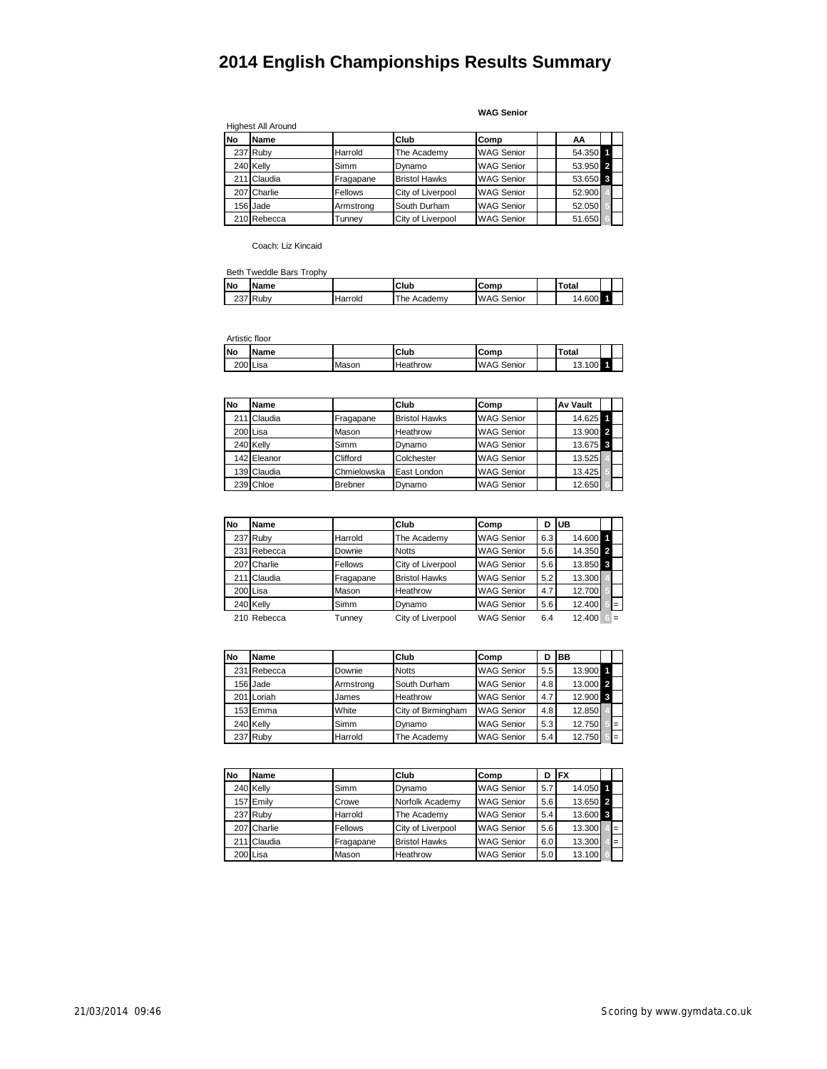# 2014 English Championships Results Summary

**WAG Senior**

Highest All Around

| No | Name | | Club | Comp | | AA | | |
|---|---|---|---|---|---|---|---|---|
| 237 | Ruby | Harrold | The Academy | WAG Senior | | 54.350 | 1 | |
| 240 | Kelly | Simm | Dynamo | WAG Senior | | 53.950 | 2 | |
| 211 | Claudia | Fragapane | Bristol Hawks | WAG Senior | | 53.650 | 3 | |
| 207 | Charlie | Fellows | City of Liverpool | WAG Senior | | 52.900 | 4 | |
| 156 | Jade | Armstrong | South Durham | WAG Senior | | 52.050 | 5 | |
| 210 | Rebecca | Tunney | City of Liverpool | WAG Senior | | 51.650 | 6 | |

Coach: Liz Kincaid

Beth Tweddle Bars Trophy

| No | Name | | Club | Comp | | Total | | |
|---|---|---|---|---|---|---|---|---|
| 237 | Ruby | Harrold | The Academy | WAG Senior | | 14.600 | 1 | |

Artistic floor

| No | Name | | Club | Comp | | Total | | |
|---|---|---|---|---|---|---|---|---|
| 200 | Lisa | Mason | Heathrow | WAG Senior | | 13.100 | 1 | |

| No | Name | | Club | Comp | | Av Vault | | |
|---|---|---|---|---|---|---|---|---|
| 211 | Claudia | Fragapane | Bristol Hawks | WAG Senior | | 14.625 | 1 | |
| 200 | Lisa | Mason | Heathrow | WAG Senior | | 13.900 | 2 | |
| 240 | Kelly | Simm | Dynamo | WAG Senior | | 13.675 | 3 | |
| 142 | Eleanor | Clifford | Colchester | WAG Senior | | 13.525 | 4 | |
| 139 | Claudia | Chmielowska | East London | WAG Senior | | 13.425 | 5 | |
| 239 | Chloe | Brebner | Dynamo | WAG Senior | | 12.650 | 6 | |

| No | Name | | Club | Comp | D | UB | | |
|---|---|---|---|---|---|---|---|---|
| 237 | Ruby | Harrold | The Academy | WAG Senior | 6.3 | 14.600 | 1 | |
| 231 | Rebecca | Downie | Notts | WAG Senior | 5.6 | 14.350 | 2 | |
| 207 | Charlie | Fellows | City of Liverpool | WAG Senior | 5.6 | 13.850 | 3 | |
| 211 | Claudia | Fragapane | Bristol Hawks | WAG Senior | 5.2 | 13.300 | 4 | |
| 200 | Lisa | Mason | Heathrow | WAG Senior | 4.7 | 12.700 | 5 | |
| 240 | Kelly | Simm | Dynamo | WAG Senior | 5.6 | 12.400 | 6 | = |
| 210 | Rebecca | Tunney | City of Liverpool | WAG Senior | 6.4 | 12.400 | 6 | = |

| No | Name | | Club | Comp | D | BB | | |
|---|---|---|---|---|---|---|---|---|
| 231 | Rebecca | Downie | Notts | WAG Senior | 5.5 | 13.900 | 1 | |
| 156 | Jade | Armstrong | South Durham | WAG Senior | 4.8 | 13.000 | 2 | |
| 201 | Loriah | James | Heathrow | WAG Senior | 4.7 | 12.900 | 3 | |
| 153 | Emma | White | City of Birmingham | WAG Senior | 4.8 | 12.850 | 4 | |
| 240 | Kelly | Simm | Dynamo | WAG Senior | 5.3 | 12.750 | 5 | = |
| 237 | Ruby | Harrold | The Academy | WAG Senior | 5.4 | 12.750 | 5 | = |

| No | Name | | Club | Comp | D | FX | | |
|---|---|---|---|---|---|---|---|---|
| 240 | Kelly | Simm | Dynamo | WAG Senior | 5.7 | 14.050 | 1 | |
| 157 | Emily | Crowe | Norfolk Academy | WAG Senior | 5.6 | 13.650 | 2 | |
| 237 | Ruby | Harrold | The Academy | WAG Senior | 5.4 | 13.600 | 3 | |
| 207 | Charlie | Fellows | City of Liverpool | WAG Senior | 5.6 | 13.300 | 4 | = |
| 211 | Claudia | Fragapane | Bristol Hawks | WAG Senior | 6.0 | 13.300 | 4 | = |
| 200 | Lisa | Mason | Heathrow | WAG Senior | 5.0 | 13.100 | 6 | |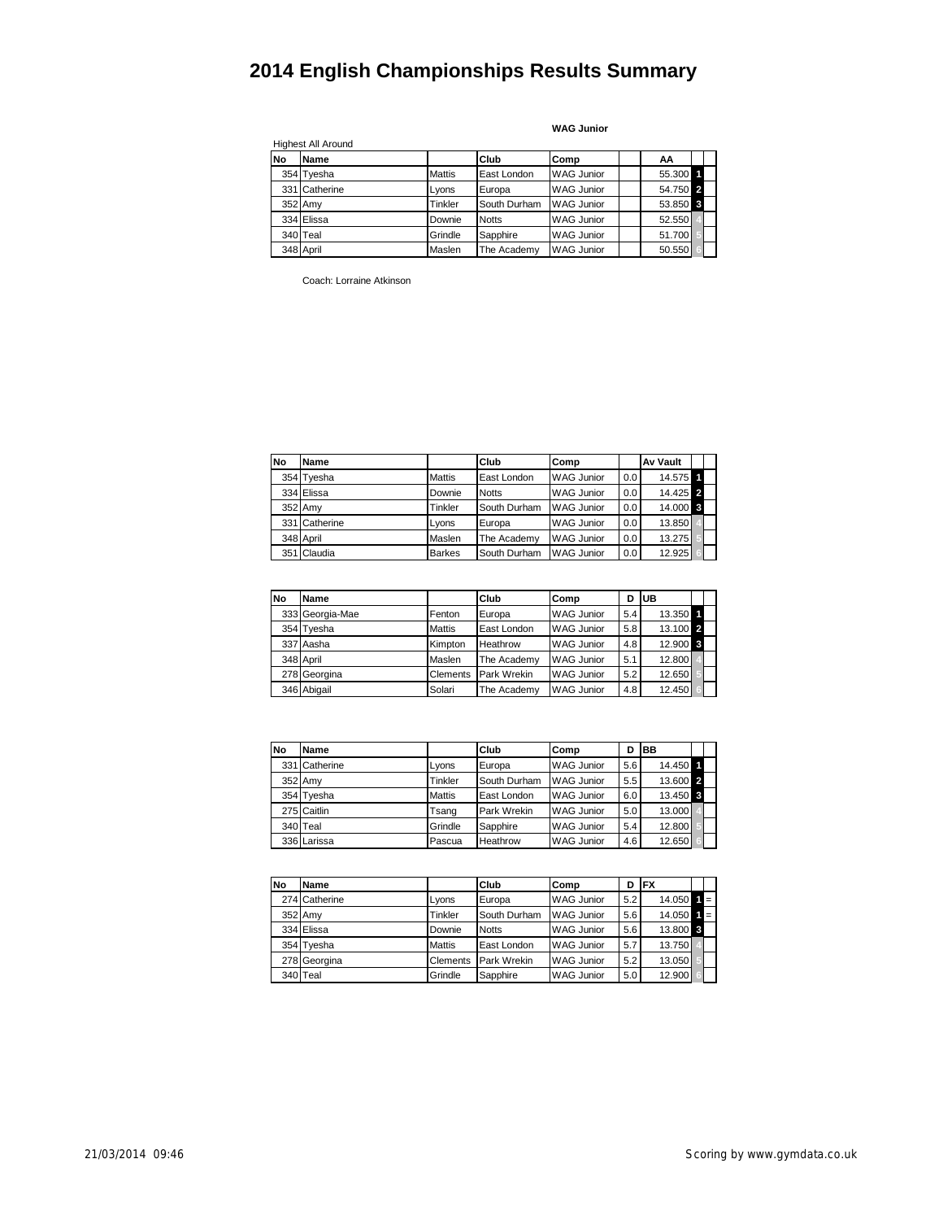# 2014 English Championships Results Summary

**WAG Junior**

Highest All Around

| No | Name | | Club | Comp | | AA | |
|---|---|---|---|---|---|---|---|
| 354 | Tyesha | Mattis | East London | WAG Junior | | 55.300 | 1 |
| 331 | Catherine | Lyons | Europa | WAG Junior | | 54.750 | 2 |
| 352 | Amy | Tinkler | South Durham | WAG Junior | | 53.850 | 3 |
| 334 | Elissa | Downie | Notts | WAG Junior | | 52.550 | 4 |
| 340 | Teal | Grindle | Sapphire | WAG Junior | | 51.700 | 5 |
| 348 | April | Maslen | The Academy | WAG Junior | | 50.550 | 6 |

Coach: Lorraine Atkinson

| No | Name | | Club | Comp | | Av Vault | |
|---|---|---|---|---|---|---|---|
| 354 | Tyesha | Mattis | East London | WAG Junior | 0.0 | 14.575 | 1 |
| 334 | Elissa | Downie | Notts | WAG Junior | 0.0 | 14.425 | 2 |
| 352 | Amy | Tinkler | South Durham | WAG Junior | 0.0 | 14.000 | 3 |
| 331 | Catherine | Lyons | Europa | WAG Junior | 0.0 | 13.850 | 4 |
| 348 | April | Maslen | The Academy | WAG Junior | 0.0 | 13.275 | 5 |
| 351 | Claudia | Barkes | South Durham | WAG Junior | 0.0 | 12.925 | 6 |

| No | Name | | Club | Comp | D | UB | |
|---|---|---|---|---|---|---|---|
| 333 | Georgia-Mae | Fenton | Europa | WAG Junior | 5.4 | 13.350 | 1 |
| 354 | Tyesha | Mattis | East London | WAG Junior | 5.8 | 13.100 | 2 |
| 337 | Aasha | Kimpton | Heathrow | WAG Junior | 4.8 | 12.900 | 3 |
| 348 | April | Maslen | The Academy | WAG Junior | 5.1 | 12.800 | 4 |
| 278 | Georgina | Clements | Park Wrekin | WAG Junior | 5.2 | 12.650 | 5 |
| 346 | Abigail | Solari | The Academy | WAG Junior | 4.8 | 12.450 | 6 |

| No | Name | | Club | Comp | D | BB | |
|---|---|---|---|---|---|---|---|
| 331 | Catherine | Lyons | Europa | WAG Junior | 5.6 | 14.450 | 1 |
| 352 | Amy | Tinkler | South Durham | WAG Junior | 5.5 | 13.600 | 2 |
| 354 | Tyesha | Mattis | East London | WAG Junior | 6.0 | 13.450 | 3 |
| 275 | Caitlin | Tsang | Park Wrekin | WAG Junior | 5.0 | 13.000 | 4 |
| 340 | Teal | Grindle | Sapphire | WAG Junior | 5.4 | 12.800 | 5 |
| 336 | Larissa | Pascua | Heathrow | WAG Junior | 4.6 | 12.650 | 6 |

| No | Name | | Club | Comp | D | FX | | |
|---|---|---|---|---|---|---|---|---|
| 274 | Catherine | Lyons | Europa | WAG Junior | 5.2 | 14.050 | 1 | = |
| 352 | Amy | Tinkler | South Durham | WAG Junior | 5.6 | 14.050 | 1 | = |
| 334 | Elissa | Downie | Notts | WAG Junior | 5.6 | 13.800 | 3 | |
| 354 | Tyesha | Mattis | East London | WAG Junior | 5.7 | 13.750 | 4 | |
| 278 | Georgina | Clements | Park Wrekin | WAG Junior | 5.2 | 13.050 | 5 | |
| 340 | Teal | Grindle | Sapphire | WAG Junior | 5.0 | 12.900 | 6 | |

21/03/2014 09:46 Scoring by www.gymdata.co.uk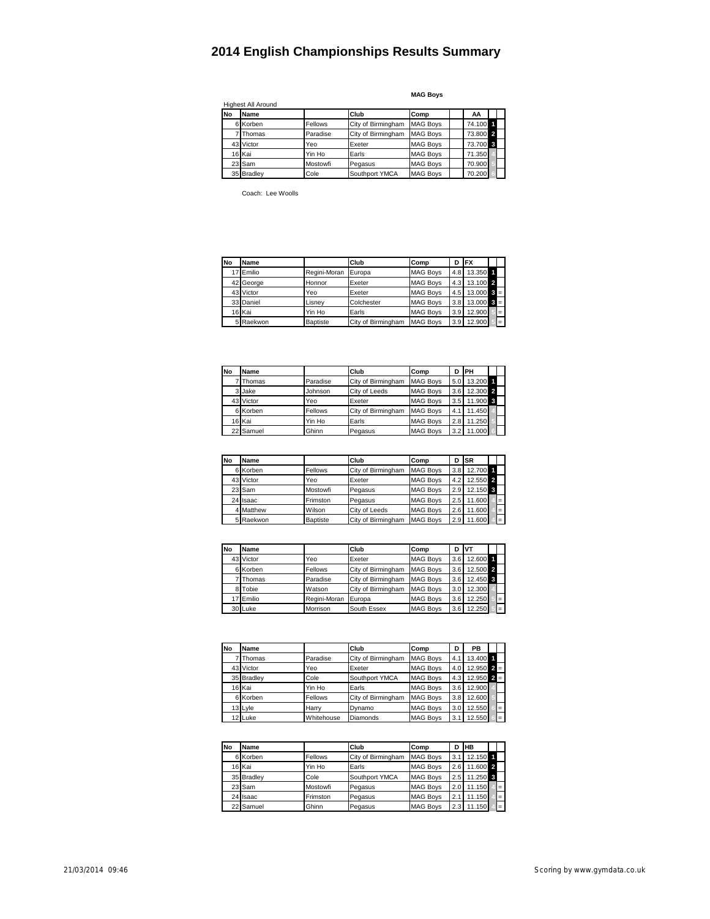# 2014 English Championships Results Summary

**MAG Boys**

Highest All Around

| No | Name | | Club | Comp | | AA | | |
|---|---|---|---|---|---|---|---|---|
| 6 | Korben | Fellows | City of Birmingham | MAG Boys | | 74.100 | 1 | |
| 7 | Thomas | Paradise | City of Birmingham | MAG Boys | | 73.800 | 2 | |
| 43 | Victor | Yeo | Exeter | MAG Boys | | 73.700 | 3 | |
| 16 | Kai | Yin Ho | Earls | MAG Boys | | 71.350 | 4 | |
| 23 | Sam | Mostowfi | Pegasus | MAG Boys | | 70.900 | 5 | |
| 35 | Bradley | Cole | Southport YMCA | MAG Boys | | 70.200 | 6 | |

Coach: Lee Woolls

| No | Name | | Club | Comp | D | FX | | |
|---|---|---|---|---|---|---|---|---|
| 17 | Emilio | Regini-Moran | Europa | MAG Boys | 4.8 | 13.350 | 1 | |
| 42 | George | Honnor | Exeter | MAG Boys | 4.3 | 13.100 | 2 | |
| 43 | Victor | Yeo | Exeter | MAG Boys | 4.5 | 13.000 | 3 | = |
| 33 | Daniel | Lisney | Colchester | MAG Boys | 3.8 | 13.000 | 3 | = |
| 16 | Kai | Yin Ho | Earls | MAG Boys | 3.9 | 12.900 | 5 | = |
| 5 | Raekwon | Baptiste | City of Birmingham | MAG Boys | 3.9 | 12.900 | 5 | = |

| No | Name | | Club | Comp | D | PH | | |
|---|---|---|---|---|---|---|---|---|
| 7 | Thomas | Paradise | City of Birmingham | MAG Boys | 5.0 | 13.200 | 1 | |
| 3 | Jake | Johnson | City of Leeds | MAG Boys | 3.6 | 12.300 | 2 | |
| 43 | Victor | Yeo | Exeter | MAG Boys | 3.5 | 11.900 | 3 | |
| 6 | Korben | Fellows | City of Birmingham | MAG Boys | 4.1 | 11.450 | 4 | |
| 16 | Kai | Yin Ho | Earls | MAG Boys | 2.8 | 11.250 | 5 | |
| 22 | Samuel | Ghinn | Pegasus | MAG Boys | 3.2 | 11.000 | 6 | |

| No | Name | | Club | Comp | D | SR | | |
|---|---|---|---|---|---|---|---|---|
| 6 | Korben | Fellows | City of Birmingham | MAG Boys | 3.8 | 12.700 | 1 | |
| 43 | Victor | Yeo | Exeter | MAG Boys | 4.2 | 12.550 | 2 | |
| 23 | Sam | Mostowfi | Pegasus | MAG Boys | 2.9 | 12.150 | 3 | |
| 24 | Isaac | Frimston | Pegasus | MAG Boys | 2.5 | 11.600 | 4 | = |
| 4 | Matthew | Wilson | City of Leeds | MAG Boys | 2.6 | 11.600 | 4 | = |
| 5 | Raekwon | Baptiste | City of Birmingham | MAG Boys | 2.9 | 11.600 | 4 | = |

| No | Name | | Club | Comp | D | VT | | |
|---|---|---|---|---|---|---|---|---|
| 43 | Victor | Yeo | Exeter | MAG Boys | 3.6 | 12.600 | 1 | |
| 6 | Korben | Fellows | City of Birmingham | MAG Boys | 3.6 | 12.500 | 2 | |
| 7 | Thomas | Paradise | City of Birmingham | MAG Boys | 3.6 | 12.450 | 3 | |
| 8 | Tobie | Watson | City of Birmingham | MAG Boys | 3.0 | 12.300 | 4 | |
| 17 | Emilio | Regini-Moran | Europa | MAG Boys | 3.6 | 12.250 | 5 | = |
| 30 | Luke | Morrison | South Essex | MAG Boys | 3.6 | 12.250 | 5 | = |

| No | Name | | Club | Comp | D | PB | | |
|---|---|---|---|---|---|---|---|---|
| 7 | Thomas | Paradise | City of Birmingham | MAG Boys | 4.1 | 13.400 | 1 | |
| 43 | Victor | Yeo | Exeter | MAG Boys | 4.0 | 12.950 | 2 | = |
| 35 | Bradley | Cole | Southport YMCA | MAG Boys | 4.3 | 12.950 | 2 | = |
| 16 | Kai | Yin Ho | Earls | MAG Boys | 3.6 | 12.900 | 4 | |
| 6 | Korben | Fellows | City of Birmingham | MAG Boys | 3.8 | 12.600 | 5 | |
| 13 | Lyle | Harry | Dynamo | MAG Boys | 3.0 | 12.550 | 6 | = |
| 12 | Luke | Whitehouse | Diamonds | MAG Boys | 3.1 | 12.550 | 6 | = |

| No | Name | | Club | Comp | D | HB | | |
|---|---|---|---|---|---|---|---|---|
| 6 | Korben | Fellows | City of Birmingham | MAG Boys | 3.1 | 12.150 | 1 | |
| 16 | Kai | Yin Ho | Earls | MAG Boys | 2.6 | 11.600 | 2 | |
| 35 | Bradley | Cole | Southport YMCA | MAG Boys | 2.5 | 11.250 | 3 | |
| 23 | Sam | Mostowfi | Pegasus | MAG Boys | 2.0 | 11.150 | 4 | = |
| 24 | Isaac | Frimston | Pegasus | MAG Boys | 2.1 | 11.150 | 4 | = |
| 22 | Samuel | Ghinn | Pegasus | MAG Boys | 2.3 | 11.150 | 4 | = |

21/03/2014 09:46

Scoring by www.gymdata.co.uk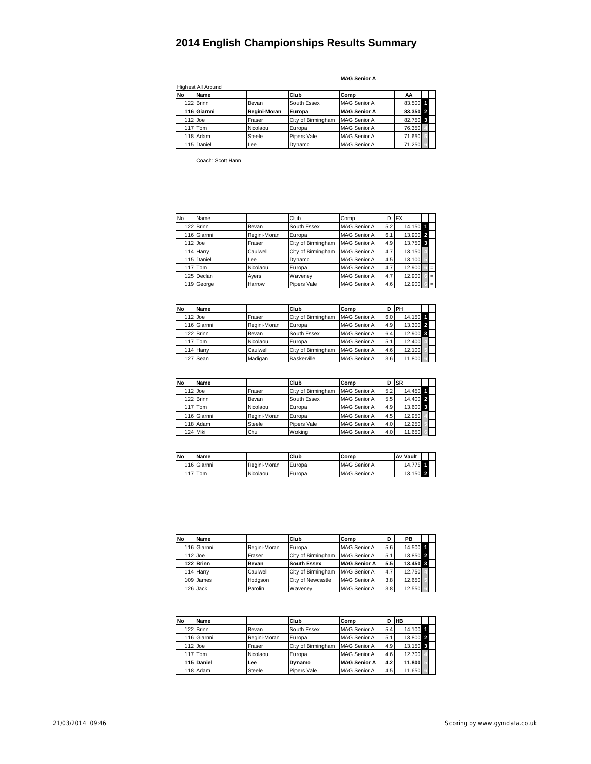# 2014 English Championships Results Summary

**MAG Senior A**

Highest All Around

| No | Name | | Club | Comp | | AA | |
|---|---|---|---|---|---|---|---|
| 122 | Brinn | Bevan | South Essex | MAG Senior A | | 83.500 | 1 |
| **116** | **Giarnni** | **Regini-Moran** | **Europa** | **MAG Senior A** | | **83.350** | **2** |
| 112 | Joe | Fraser | City of Birmingham | MAG Senior A | | 82.750 | 3 |
| 117 | Tom | Nicolaou | Europa | MAG Senior A | | 76.350 | 4 |
| 118 | Adam | Steele | Pipers Vale | MAG Senior A | | 71.650 | 5 |
| 115 | Daniel | Lee | Dynamo | MAG Senior A | | 71.250 | 6 |

Coach: Scott Hann

| No | Name | | Club | Comp | D | FX | | |
|---|---|---|---|---|---|---|---|---|
| 122 | Brinn | Bevan | South Essex | MAG Senior A | 5.2 | 14.150 | 1 | |
| 116 | Giarnni | Regini-Moran | Europa | MAG Senior A | 6.1 | 13.900 | 2 | |
| 112 | Joe | Fraser | City of Birmingham | MAG Senior A | 4.9 | 13.750 | 3 | |
| 114 | Harry | Caulwell | City of Birmingham | MAG Senior A | 4.7 | 13.150 | 4 | |
| 115 | Daniel | Lee | Dynamo | MAG Senior A | 4.5 | 13.100 | 5 | |
| 117 | Tom | Nicolaou | Europa | MAG Senior A | 4.7 | 12.900 | 6 | = |
| 125 | Declan | Ayers | Waveney | MAG Senior A | 4.7 | 12.900 | 6 | = |
| 119 | George | Harrow | Pipers Vale | MAG Senior A | 4.6 | 12.900 | 6 | = |

| No | Name | | Club | Comp | D | PH | |
|---|---|---|---|---|---|---|---|
| 112 | Joe | Fraser | City of Birmingham | MAG Senior A | 6.0 | 14.150 | 1 |
| 116 | Giarnni | Regini-Moran | Europa | MAG Senior A | 4.9 | 13.300 | 2 |
| 122 | Brinn | Bevan | South Essex | MAG Senior A | 6.4 | 12.900 | 3 |
| 117 | Tom | Nicolaou | Europa | MAG Senior A | 5.1 | 12.400 | 4 |
| 114 | Harry | Caulwell | City of Birmingham | MAG Senior A | 4.6 | 12.100 | 5 |
| 127 | Sean | Madigan | Baskerville | MAG Senior A | 3.6 | 11.800 | 6 |

| No | Name | | Club | Comp | D | SR | |
|---|---|---|---|---|---|---|---|
| 112 | Joe | Fraser | City of Birmingham | MAG Senior A | 5.2 | 14.450 | 1 |
| 122 | Brinn | Bevan | South Essex | MAG Senior A | 5.5 | 14.400 | 2 |
| 117 | Tom | Nicolaou | Europa | MAG Senior A | 4.9 | 13.600 | 3 |
| 116 | Giarnni | Regini-Moran | Europa | MAG Senior A | 4.5 | 12.950 | 4 |
| 118 | Adam | Steele | Pipers Vale | MAG Senior A | 4.0 | 12.250 | 5 |
| 124 | Miki | Chu | Woking | MAG Senior A | 4.0 | 11.650 | 6 |

| No | Name | | Club | Comp | | Av Vault | |
|---|---|---|---|---|---|---|---|
| 116 | Giarnni | Regini-Moran | Europa | MAG Senior A | | 14.775 | 1 |
| 117 | Tom | Nicolaou | Europa | MAG Senior A | | 13.150 | 2 |

| No | Name | | Club | Comp | D | PB | |
|---|---|---|---|---|---|---|---|
| 116 | Giarnni | Regini-Moran | Europa | MAG Senior A | 5.6 | 14.500 | 1 |
| 112 | Joe | Fraser | City of Birmingham | MAG Senior A | 5.1 | 13.850 | 2 |
| **122** | **Brinn** | **Bevan** | **South Essex** | **MAG Senior A** | **5.5** | **13.450** | **3** |
| 114 | Harry | Caulwell | City of Birmingham | MAG Senior A | 4.7 | 12.750 | 4 |
| 109 | James | Hodgson | City of Newcastle | MAG Senior A | 3.8 | 12.650 | 5 |
| 126 | Jack | Parolin | Waveney | MAG Senior A | 3.8 | 12.550 | 6 |

| No | Name | | Club | Comp | D | HB | |
|---|---|---|---|---|---|---|---|
| 122 | Brinn | Bevan | South Essex | MAG Senior A | 5.4 | 14.100 | 1 |
| 116 | Giarnni | Regini-Moran | Europa | MAG Senior A | 5.1 | 13.800 | 2 |
| 112 | Joe | Fraser | City of Birmingham | MAG Senior A | 4.9 | 13.150 | 3 |
| 117 | Tom | Nicolaou | Europa | MAG Senior A | 4.6 | 12.700 | 4 |
| **115** | **Daniel** | **Lee** | **Dynamo** | **MAG Senior A** | **4.2** | **11.800** | **5** |
| 118 | Adam | Steele | Pipers Vale | MAG Senior A | 4.5 | 11.650 | 6 |

21/03/2014 09:46

Scoring by www.gymdata.co.uk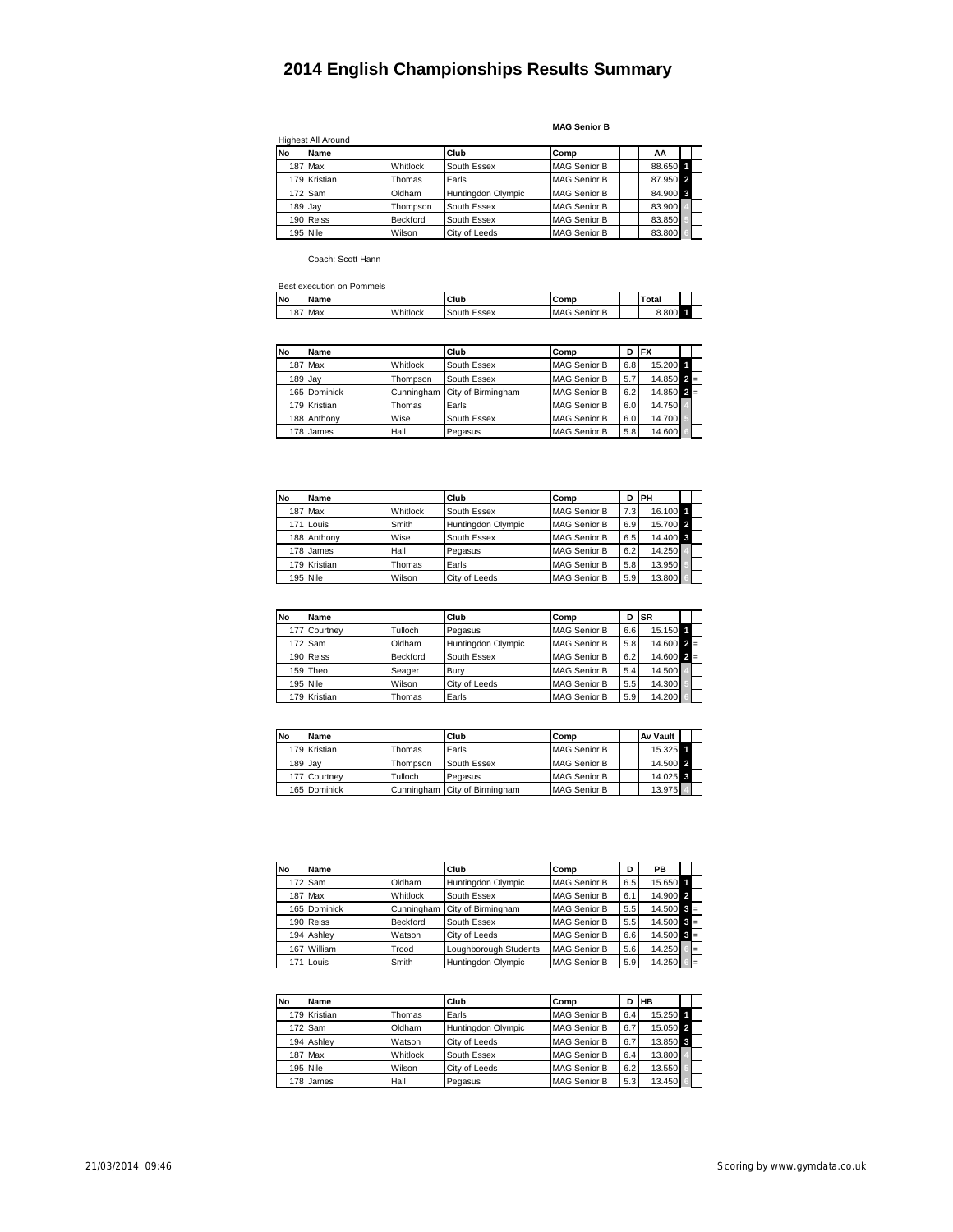# 2014 English Championships Results Summary

**MAG Senior B**

Highest All Around

| No | Name | | Club | Comp | | AA | | |
|---|---|---|---|---|---|---|---|---|
| 187 | Max | Whitlock | South Essex | MAG Senior B | | 88.650 | 1 | |
| 179 | Kristian | Thomas | Earls | MAG Senior B | | 87.950 | 2 | |
| 172 | Sam | Oldham | Huntingdon Olympic | MAG Senior B | | 84.900 | 3 | |
| 189 | Jay | Thompson | South Essex | MAG Senior B | | 83.900 | 4 | |
| 190 | Reiss | Beckford | South Essex | MAG Senior B | | 83.850 | 5 | |
| 195 | Nile | Wilson | City of Leeds | MAG Senior B | | 83.800 | 6 | |

Coach: Scott Hann

Best execution on Pommels

| No | Name | | Club | Comp | | Total | | |
|---|---|---|---|---|---|---|---|---|
| 187 | Max | Whitlock | South Essex | MAG Senior B | | 8.800 | 1 | |

| No | Name | | Club | Comp | D | FX | | |
|---|---|---|---|---|---|---|---|---|
| 187 | Max | Whitlock | South Essex | MAG Senior B | 6.8 | 15.200 | 1 | |
| 189 | Jay | Thompson | South Essex | MAG Senior B | 5.7 | 14.850 | 2 | = |
| 165 | Dominick | Cunningham | City of Birmingham | MAG Senior B | 6.2 | 14.850 | 2 | = |
| 179 | Kristian | Thomas | Earls | MAG Senior B | 6.0 | 14.750 | 4 | |
| 188 | Anthony | Wise | South Essex | MAG Senior B | 6.0 | 14.700 | 5 | |
| 178 | James | Hall | Pegasus | MAG Senior B | 5.8 | 14.600 | 6 | |

| No | Name | | Club | Comp | D | PH | | |
|---|---|---|---|---|---|---|---|---|
| 187 | Max | Whitlock | South Essex | MAG Senior B | 7.3 | 16.100 | 1 | |
| 171 | Louis | Smith | Huntingdon Olympic | MAG Senior B | 6.9 | 15.700 | 2 | |
| 188 | Anthony | Wise | South Essex | MAG Senior B | 6.5 | 14.400 | 3 | |
| 178 | James | Hall | Pegasus | MAG Senior B | 6.2 | 14.250 | 4 | |
| 179 | Kristian | Thomas | Earls | MAG Senior B | 5.8 | 13.950 | 5 | |
| 195 | Nile | Wilson | City of Leeds | MAG Senior B | 5.9 | 13.800 | 6 | |

| No | Name | | Club | Comp | D | SR | | |
|---|---|---|---|---|---|---|---|---|
| 177 | Courtney | Tulloch | Pegasus | MAG Senior B | 6.6 | 15.150 | 1 | |
| 172 | Sam | Oldham | Huntingdon Olympic | MAG Senior B | 5.8 | 14.600 | 2 | = |
| 190 | Reiss | Beckford | South Essex | MAG Senior B | 6.2 | 14.600 | 2 | = |
| 159 | Theo | Seager | Bury | MAG Senior B | 5.4 | 14.500 | 4 | |
| 195 | Nile | Wilson | City of Leeds | MAG Senior B | 5.5 | 14.300 | 5 | |
| 179 | Kristian | Thomas | Earls | MAG Senior B | 5.9 | 14.200 | 6 | |

| No | Name | | Club | Comp | | Av Vault | | |
|---|---|---|---|---|---|---|---|---|
| 179 | Kristian | Thomas | Earls | MAG Senior B | | 15.325 | 1 | |
| 189 | Jay | Thompson | South Essex | MAG Senior B | | 14.500 | 2 | |
| 177 | Courtney | Tulloch | Pegasus | MAG Senior B | | 14.025 | 3 | |
| 165 | Dominick | Cunningham | City of Birmingham | MAG Senior B | | 13.975 | 4 | |

| No | Name | | Club | Comp | D | PB | | |
|---|---|---|---|---|---|---|---|---|
| 172 | Sam | Oldham | Huntingdon Olympic | MAG Senior B | 6.5 | 15.650 | 1 | |
| 187 | Max | Whitlock | South Essex | MAG Senior B | 6.1 | 14.900 | 2 | |
| 165 | Dominick | Cunningham | City of Birmingham | MAG Senior B | 5.5 | 14.500 | 3 | = |
| 190 | Reiss | Beckford | South Essex | MAG Senior B | 5.5 | 14.500 | 3 | = |
| 194 | Ashley | Watson | City of Leeds | MAG Senior B | 6.6 | 14.500 | 3 | = |
| 167 | William | Trood | Loughborough Students | MAG Senior B | 5.6 | 14.250 | 6 | = |
| 171 | Louis | Smith | Huntingdon Olympic | MAG Senior B | 5.9 | 14.250 | 6 | = |

| No | Name | | Club | Comp | D | HB | | |
|---|---|---|---|---|---|---|---|---|
| 179 | Kristian | Thomas | Earls | MAG Senior B | 6.4 | 15.250 | 1 | |
| 172 | Sam | Oldham | Huntingdon Olympic | MAG Senior B | 6.7 | 15.050 | 2 | |
| 194 | Ashley | Watson | City of Leeds | MAG Senior B | 6.7 | 13.850 | 3 | |
| 187 | Max | Whitlock | South Essex | MAG Senior B | 6.4 | 13.800 | 4 | |
| 195 | Nile | Wilson | City of Leeds | MAG Senior B | 6.2 | 13.550 | 5 | |
| 178 | James | Hall | Pegasus | MAG Senior B | 5.3 | 13.450 | 6 | |

21/03/2014 09:46 Scoring by www.gymdata.co.uk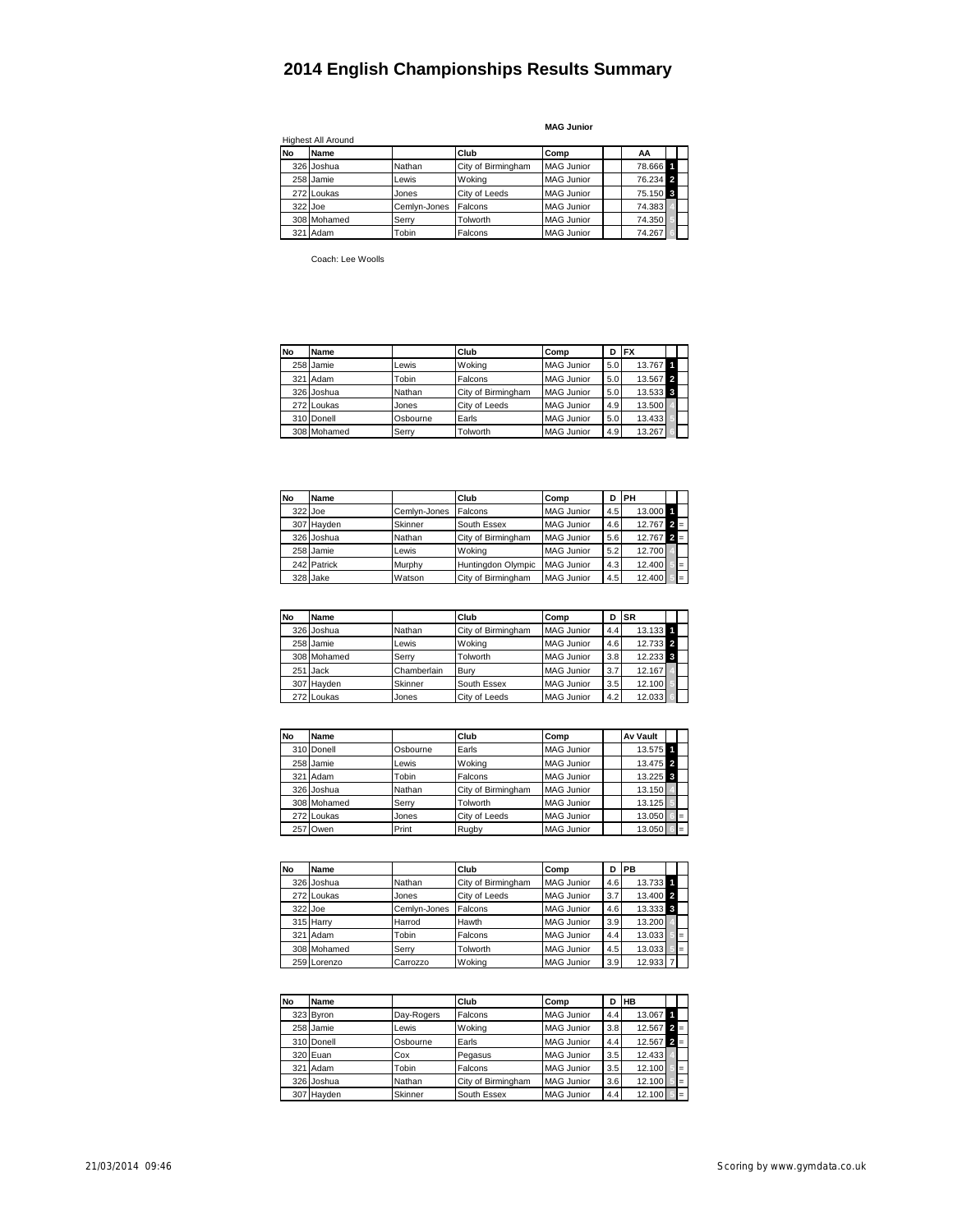# 2014 English Championships Results Summary

**MAG Junior**

Highest All Around

| No | Name | | Club | Comp | | AA | | |
|---|---|---|---|---|---|---|---|---|
| 326 | Joshua | Nathan | City of Birmingham | MAG Junior | | 78.666 | 1 | |
| 258 | Jamie | Lewis | Woking | MAG Junior | | 76.234 | 2 | |
| 272 | Loukas | Jones | City of Leeds | MAG Junior | | 75.150 | 3 | |
| 322 | Joe | Cemlyn-Jones | Falcons | MAG Junior | | 74.383 | 4 | |
| 308 | Mohamed | Serry | Tolworth | MAG Junior | | 74.350 | 5 | |
| 321 | Adam | Tobin | Falcons | MAG Junior | | 74.267 | 6 | |

Coach: Lee Woolls

| No | Name | | Club | Comp | D | FX | | |
|---|---|---|---|---|---|---|---|---|
| 258 | Jamie | Lewis | Woking | MAG Junior | 5.0 | 13.767 | 1 | |
| 321 | Adam | Tobin | Falcons | MAG Junior | 5.0 | 13.567 | 2 | |
| 326 | Joshua | Nathan | City of Birmingham | MAG Junior | 5.0 | 13.533 | 3 | |
| 272 | Loukas | Jones | City of Leeds | MAG Junior | 4.9 | 13.500 | 4 | |
| 310 | Donell | Osbourne | Earls | MAG Junior | 5.0 | 13.433 | 5 | |
| 308 | Mohamed | Serry | Tolworth | MAG Junior | 4.9 | 13.267 | 6 | |

| No | Name | | Club | Comp | D | PH | | |
|---|---|---|---|---|---|---|---|---|
| 322 | Joe | Cemlyn-Jones | Falcons | MAG Junior | 4.5 | 13.000 | 1 | |
| 307 | Hayden | Skinner | South Essex | MAG Junior | 4.6 | 12.767 | 2 | = |
| 326 | Joshua | Nathan | City of Birmingham | MAG Junior | 5.6 | 12.767 | 2 | = |
| 258 | Jamie | Lewis | Woking | MAG Junior | 5.2 | 12.700 | 4 | |
| 242 | Patrick | Murphy | Huntingdon Olympic | MAG Junior | 4.3 | 12.400 | 5 | = |
| 328 | Jake | Watson | City of Birmingham | MAG Junior | 4.5 | 12.400 | 5 | = |

| No | Name | | Club | Comp | D | SR | | |
|---|---|---|---|---|---|---|---|---|
| 326 | Joshua | Nathan | City of Birmingham | MAG Junior | 4.4 | 13.133 | 1 | |
| 258 | Jamie | Lewis | Woking | MAG Junior | 4.6 | 12.733 | 2 | |
| 308 | Mohamed | Serry | Tolworth | MAG Junior | 3.8 | 12.233 | 3 | |
| 251 | Jack | Chamberlain | Bury | MAG Junior | 3.7 | 12.167 | 4 | |
| 307 | Hayden | Skinner | South Essex | MAG Junior | 3.5 | 12.100 | 5 | |
| 272 | Loukas | Jones | City of Leeds | MAG Junior | 4.2 | 12.033 | 6 | |

| No | Name | | Club | Comp | | Av Vault | | |
|---|---|---|---|---|---|---|---|---|
| 310 | Donell | Osbourne | Earls | MAG Junior | | 13.575 | 1 | |
| 258 | Jamie | Lewis | Woking | MAG Junior | | 13.475 | 2 | |
| 321 | Adam | Tobin | Falcons | MAG Junior | | 13.225 | 3 | |
| 326 | Joshua | Nathan | City of Birmingham | MAG Junior | | 13.150 | 4 | |
| 308 | Mohamed | Serry | Tolworth | MAG Junior | | 13.125 | 5 | |
| 272 | Loukas | Jones | City of Leeds | MAG Junior | | 13.050 | 6 | = |
| 257 | Owen | Print | Rugby | MAG Junior | | 13.050 | 6 | = |

| No | Name | | Club | Comp | D | PB | | |
|---|---|---|---|---|---|---|---|---|
| 326 | Joshua | Nathan | City of Birmingham | MAG Junior | 4.6 | 13.733 | 1 | |
| 272 | Loukas | Jones | City of Leeds | MAG Junior | 3.7 | 13.400 | 2 | |
| 322 | Joe | Cemlyn-Jones | Falcons | MAG Junior | 4.6 | 13.333 | 3 | |
| 315 | Harry | Harrod | Hawth | MAG Junior | 3.9 | 13.200 | 4 | |
| 321 | Adam | Tobin | Falcons | MAG Junior | 4.4 | 13.033 | 5 | = |
| 308 | Mohamed | Serry | Tolworth | MAG Junior | 4.5 | 13.033 | 5 | = |
| 259 | Lorenzo | Carrozzo | Woking | MAG Junior | 3.9 | 12.933 | 7 | |

| No | Name | | Club | Comp | D | HB | | |
|---|---|---|---|---|---|---|---|---|
| 323 | Byron | Day-Rogers | Falcons | MAG Junior | 4.4 | 13.067 | 1 | |
| 258 | Jamie | Lewis | Woking | MAG Junior | 3.8 | 12.567 | 2 | = |
| 310 | Donell | Osbourne | Earls | MAG Junior | 4.4 | 12.567 | 2 | = |
| 320 | Euan | Cox | Pegasus | MAG Junior | 3.5 | 12.433 | 4 | |
| 321 | Adam | Tobin | Falcons | MAG Junior | 3.5 | 12.100 | 5 | = |
| 326 | Joshua | Nathan | City of Birmingham | MAG Junior | 3.6 | 12.100 | 5 | = |
| 307 | Hayden | Skinner | South Essex | MAG Junior | 4.4 | 12.100 | 5 | = |

21/03/2014 09:46

Scoring by www.gymdata.co.uk